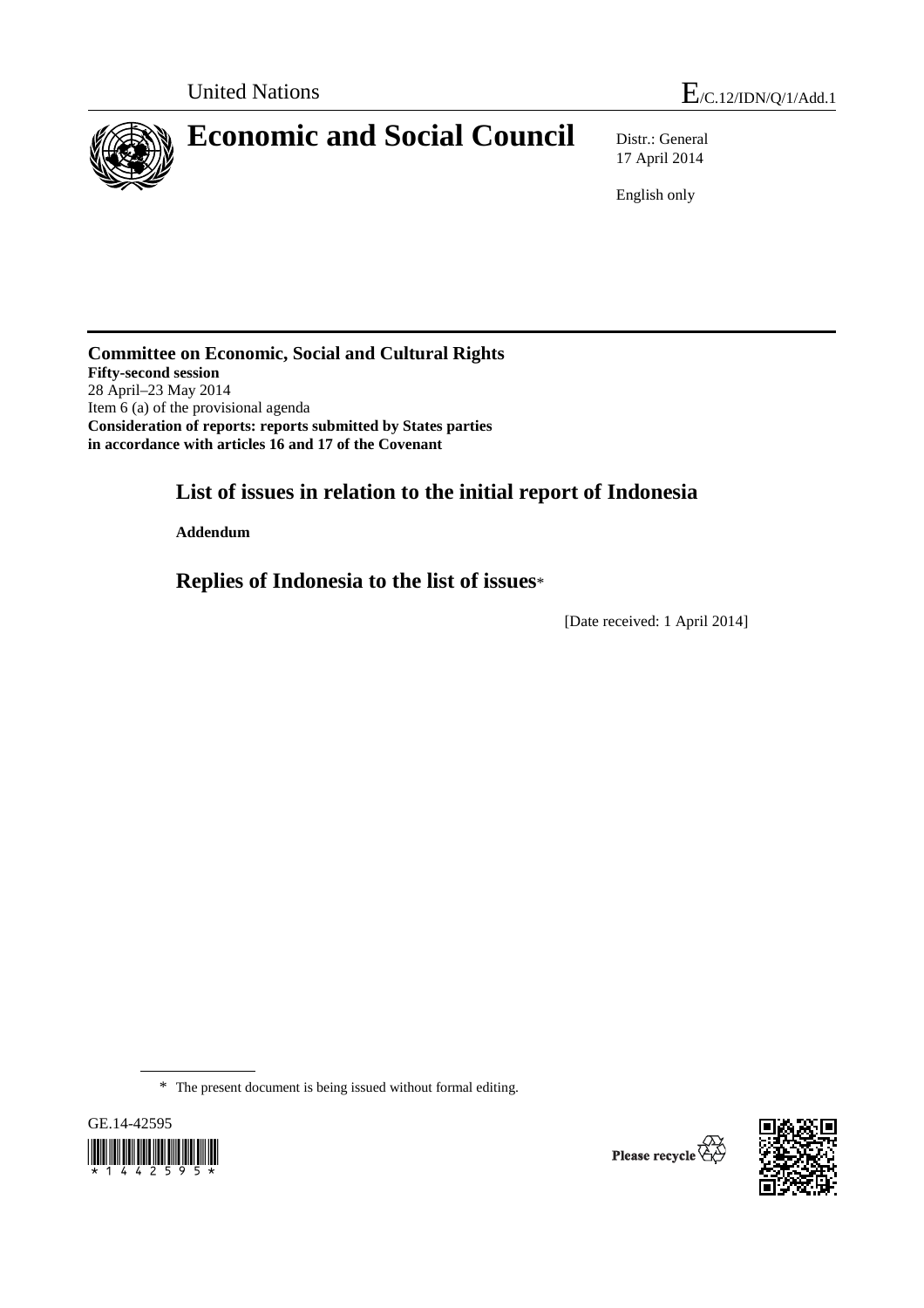United Nations

E/C.12/IDN/Q/1/Add.1

# Economic and Social Council

Distr.: General
17 April 2014

English only

**Committee on Economic, Social and Cultural Rights**
**Fifty-second session**
28 April–23 May 2014
Item 6 (a) of the provisional agenda
**Consideration of reports: reports submitted by States parties in accordance with articles 16 and 17 of the Covenant**

## List of issues in relation to the initial report of Indonesia

**Addendum**

## Replies of Indonesia to the list of issues*

[Date received: 1 April 2014]

\* The present document is being issued without formal editing.

GE.14-42595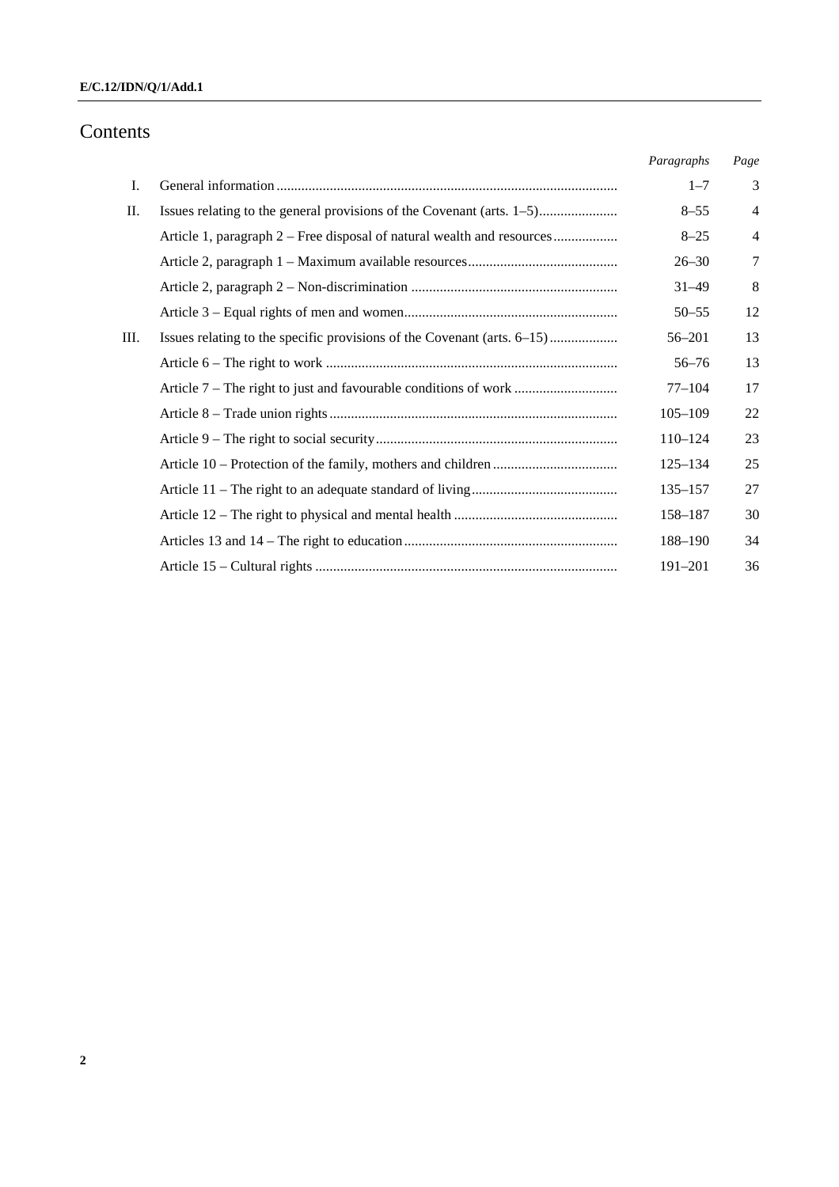# Contents

| | | *Paragraphs* | *Page* |
|---|---|---|---|
| I. | General information | 1–7 | 3 |
| II. | Issues relating to the general provisions of the Covenant (arts. 1–5) | 8–55 | 4 |
| | Article 1, paragraph 2 – Free disposal of natural wealth and resources | 8–25 | 4 |
| | Article 2, paragraph 1 – Maximum available resources | 26–30 | 7 |
| | Article 2, paragraph 2 – Non-discrimination | 31–49 | 8 |
| | Article 3 – Equal rights of men and women | 50–55 | 12 |
| III. | Issues relating to the specific provisions of the Covenant (arts. 6–15) | 56–201 | 13 |
| | Article 6 – The right to work | 56–76 | 13 |
| | Article 7 – The right to just and favourable conditions of work | 77–104 | 17 |
| | Article 8 – Trade union rights | 105–109 | 22 |
| | Article 9 – The right to social security | 110–124 | 23 |
| | Article 10 – Protection of the family, mothers and children | 125–134 | 25 |
| | Article 11 – The right to an adequate standard of living | 135–157 | 27 |
| | Article 12 – The right to physical and mental health | 158–187 | 30 |
| | Articles 13 and 14 – The right to education | 188–190 | 34 |
| | Article 15 – Cultural rights | 191–201 | 36 |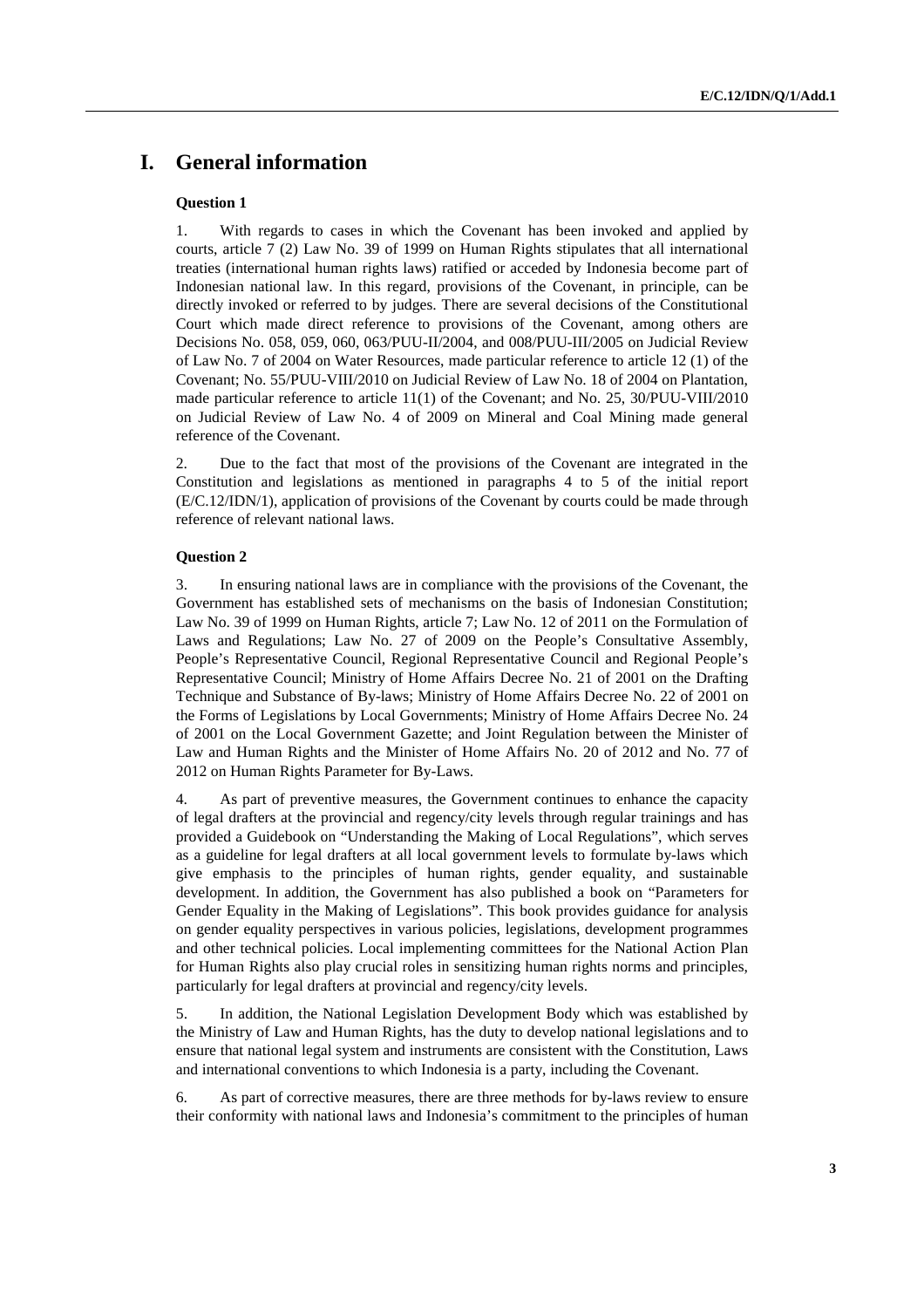# I. General information

### Question 1

1. With regards to cases in which the Covenant has been invoked and applied by courts, article 7 (2) Law No. 39 of 1999 on Human Rights stipulates that all international treaties (international human rights laws) ratified or acceded by Indonesia become part of Indonesian national law. In this regard, provisions of the Covenant, in principle, can be directly invoked or referred to by judges. There are several decisions of the Constitutional Court which made direct reference to provisions of the Covenant, among others are Decisions No. 058, 059, 060, 063/PUU-II/2004, and 008/PUU-III/2005 on Judicial Review of Law No. 7 of 2004 on Water Resources, made particular reference to article 12 (1) of the Covenant; No. 55/PUU-VIII/2010 on Judicial Review of Law No. 18 of 2004 on Plantation, made particular reference to article 11(1) of the Covenant; and No. 25, 30/PUU-VIII/2010 on Judicial Review of Law No. 4 of 2009 on Mineral and Coal Mining made general reference of the Covenant.

2. Due to the fact that most of the provisions of the Covenant are integrated in the Constitution and legislations as mentioned in paragraphs 4 to 5 of the initial report (E/C.12/IDN/1), application of provisions of the Covenant by courts could be made through reference of relevant national laws.

### Question 2

3. In ensuring national laws are in compliance with the provisions of the Covenant, the Government has established sets of mechanisms on the basis of Indonesian Constitution; Law No. 39 of 1999 on Human Rights, article 7; Law No. 12 of 2011 on the Formulation of Laws and Regulations; Law No. 27 of 2009 on the People's Consultative Assembly, People's Representative Council, Regional Representative Council and Regional People's Representative Council; Ministry of Home Affairs Decree No. 21 of 2001 on the Drafting Technique and Substance of By-laws; Ministry of Home Affairs Decree No. 22 of 2001 on the Forms of Legislations by Local Governments; Ministry of Home Affairs Decree No. 24 of 2001 on the Local Government Gazette; and Joint Regulation between the Minister of Law and Human Rights and the Minister of Home Affairs No. 20 of 2012 and No. 77 of 2012 on Human Rights Parameter for By-Laws.

4. As part of preventive measures, the Government continues to enhance the capacity of legal drafters at the provincial and regency/city levels through regular trainings and has provided a Guidebook on "Understanding the Making of Local Regulations", which serves as a guideline for legal drafters at all local government levels to formulate by-laws which give emphasis to the principles of human rights, gender equality, and sustainable development. In addition, the Government has also published a book on "Parameters for Gender Equality in the Making of Legislations". This book provides guidance for analysis on gender equality perspectives in various policies, legislations, development programmes and other technical policies. Local implementing committees for the National Action Plan for Human Rights also play crucial roles in sensitizing human rights norms and principles, particularly for legal drafters at provincial and regency/city levels.

5. In addition, the National Legislation Development Body which was established by the Ministry of Law and Human Rights, has the duty to develop national legislations and to ensure that national legal system and instruments are consistent with the Constitution, Laws and international conventions to which Indonesia is a party, including the Covenant.

6. As part of corrective measures, there are three methods for by-laws review to ensure their conformity with national laws and Indonesia's commitment to the principles of human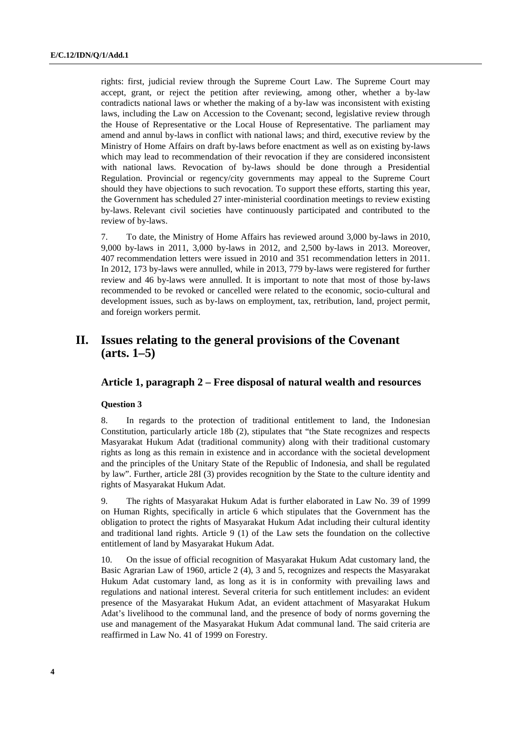rights: first, judicial review through the Supreme Court Law. The Supreme Court may accept, grant, or reject the petition after reviewing, among other, whether a by-law contradicts national laws or whether the making of a by-law was inconsistent with existing laws, including the Law on Accession to the Covenant; second, legislative review through the House of Representative or the Local House of Representative. The parliament may amend and annul by-laws in conflict with national laws; and third, executive review by the Ministry of Home Affairs on draft by-laws before enactment as well as on existing by-laws which may lead to recommendation of their revocation if they are considered inconsistent with national laws. Revocation of by-laws should be done through a Presidential Regulation. Provincial or regency/city governments may appeal to the Supreme Court should they have objections to such revocation. To support these efforts, starting this year, the Government has scheduled 27 inter-ministerial coordination meetings to review existing by-laws. Relevant civil societies have continuously participated and contributed to the review of by-laws.

7. To date, the Ministry of Home Affairs has reviewed around 3,000 by-laws in 2010, 9,000 by-laws in 2011, 3,000 by-laws in 2012, and 2,500 by-laws in 2013. Moreover, 407 recommendation letters were issued in 2010 and 351 recommendation letters in 2011. In 2012, 173 by-laws were annulled, while in 2013, 779 by-laws were registered for further review and 46 by-laws were annulled. It is important to note that most of those by-laws recommended to be revoked or cancelled were related to the economic, socio-cultural and development issues, such as by-laws on employment, tax, retribution, land, project permit, and foreign workers permit.

# II. Issues relating to the general provisions of the Covenant (arts. 1–5)

## Article 1, paragraph 2 – Free disposal of natural wealth and resources

### Question 3

8. In regards to the protection of traditional entitlement to land, the Indonesian Constitution, particularly article 18b (2), stipulates that "the State recognizes and respects Masyarakat Hukum Adat (traditional community) along with their traditional customary rights as long as this remain in existence and in accordance with the societal development and the principles of the Unitary State of the Republic of Indonesia, and shall be regulated by law". Further, article 28I (3) provides recognition by the State to the culture identity and rights of Masyarakat Hukum Adat.

9. The rights of Masyarakat Hukum Adat is further elaborated in Law No. 39 of 1999 on Human Rights, specifically in article 6 which stipulates that the Government has the obligation to protect the rights of Masyarakat Hukum Adat including their cultural identity and traditional land rights. Article 9 (1) of the Law sets the foundation on the collective entitlement of land by Masyarakat Hukum Adat.

10. On the issue of official recognition of Masyarakat Hukum Adat customary land, the Basic Agrarian Law of 1960, article 2 (4), 3 and 5, recognizes and respects the Masyarakat Hukum Adat customary land, as long as it is in conformity with prevailing laws and regulations and national interest. Several criteria for such entitlement includes: an evident presence of the Masyarakat Hukum Adat, an evident attachment of Masyarakat Hukum Adat's livelihood to the communal land, and the presence of body of norms governing the use and management of the Masyarakat Hukum Adat communal land. The said criteria are reaffirmed in Law No. 41 of 1999 on Forestry.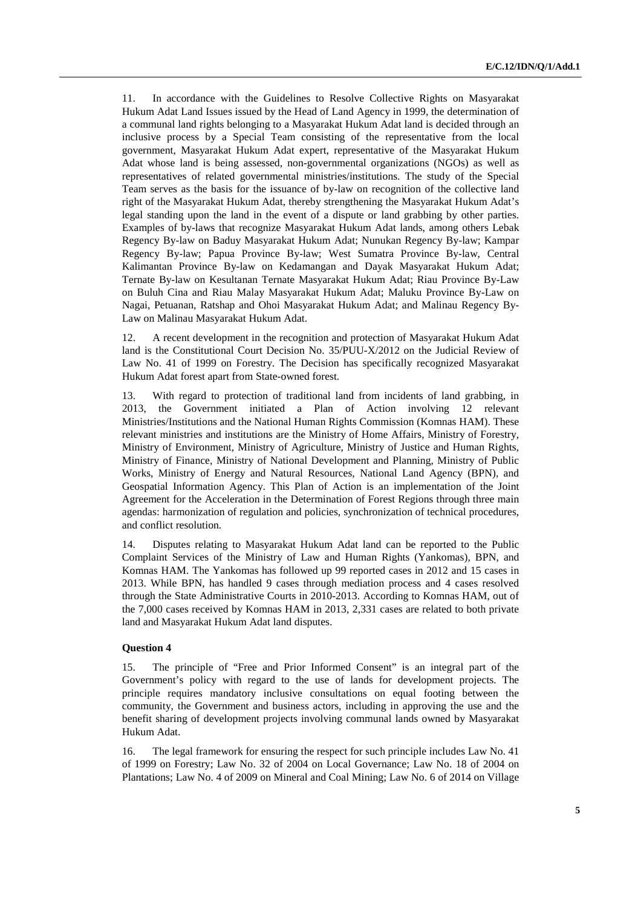11. In accordance with the Guidelines to Resolve Collective Rights on Masyarakat Hukum Adat Land Issues issued by the Head of Land Agency in 1999, the determination of a communal land rights belonging to a Masyarakat Hukum Adat land is decided through an inclusive process by a Special Team consisting of the representative from the local government, Masyarakat Hukum Adat expert, representative of the Masyarakat Hukum Adat whose land is being assessed, non-governmental organizations (NGOs) as well as representatives of related governmental ministries/institutions. The study of the Special Team serves as the basis for the issuance of by-law on recognition of the collective land right of the Masyarakat Hukum Adat, thereby strengthening the Masyarakat Hukum Adat's legal standing upon the land in the event of a dispute or land grabbing by other parties. Examples of by-laws that recognize Masyarakat Hukum Adat lands, among others Lebak Regency By-law on Baduy Masyarakat Hukum Adat; Nunukan Regency By-law; Kampar Regency By-law; Papua Province By-law; West Sumatra Province By-law, Central Kalimantan Province By-law on Kedamangan and Dayak Masyarakat Hukum Adat; Ternate By-law on Kesultanan Ternate Masyarakat Hukum Adat; Riau Province By-Law on Buluh Cina and Riau Malay Masyarakat Hukum Adat; Maluku Province By-Law on Nagai, Petuanan, Ratshap and Ohoi Masyarakat Hukum Adat; and Malinau Regency By-Law on Malinau Masyarakat Hukum Adat.

12. A recent development in the recognition and protection of Masyarakat Hukum Adat land is the Constitutional Court Decision No. 35/PUU-X/2012 on the Judicial Review of Law No. 41 of 1999 on Forestry. The Decision has specifically recognized Masyarakat Hukum Adat forest apart from State-owned forest.

13. With regard to protection of traditional land from incidents of land grabbing, in 2013, the Government initiated a Plan of Action involving 12 relevant Ministries/Institutions and the National Human Rights Commission (Komnas HAM). These relevant ministries and institutions are the Ministry of Home Affairs, Ministry of Forestry, Ministry of Environment, Ministry of Agriculture, Ministry of Justice and Human Rights, Ministry of Finance, Ministry of National Development and Planning, Ministry of Public Works, Ministry of Energy and Natural Resources, National Land Agency (BPN), and Geospatial Information Agency. This Plan of Action is an implementation of the Joint Agreement for the Acceleration in the Determination of Forest Regions through three main agendas: harmonization of regulation and policies, synchronization of technical procedures, and conflict resolution.

14. Disputes relating to Masyarakat Hukum Adat land can be reported to the Public Complaint Services of the Ministry of Law and Human Rights (Yankomas), BPN, and Komnas HAM. The Yankomas has followed up 99 reported cases in 2012 and 15 cases in 2013. While BPN, has handled 9 cases through mediation process and 4 cases resolved through the State Administrative Courts in 2010-2013. According to Komnas HAM, out of the 7,000 cases received by Komnas HAM in 2013, 2,331 cases are related to both private land and Masyarakat Hukum Adat land disputes.

**Question 4**

15. The principle of "Free and Prior Informed Consent" is an integral part of the Government's policy with regard to the use of lands for development projects. The principle requires mandatory inclusive consultations on equal footing between the community, the Government and business actors, including in approving the use and the benefit sharing of development projects involving communal lands owned by Masyarakat Hukum Adat.

16. The legal framework for ensuring the respect for such principle includes Law No. 41 of 1999 on Forestry; Law No. 32 of 2004 on Local Governance; Law No. 18 of 2004 on Plantations; Law No. 4 of 2009 on Mineral and Coal Mining; Law No. 6 of 2014 on Village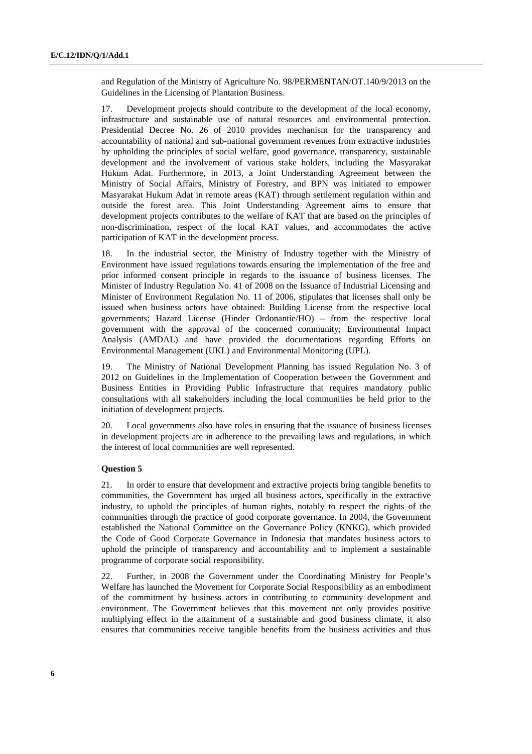and Regulation of the Ministry of Agriculture No. 98/PERMENTAN/OT.140/9/2013 on the Guidelines in the Licensing of Plantation Business.

17. Development projects should contribute to the development of the local economy, infrastructure and sustainable use of natural resources and environmental protection. Presidential Decree No. 26 of 2010 provides mechanism for the transparency and accountability of national and sub-national government revenues from extractive industries by upholding the principles of social welfare, good governance, transparency, sustainable development and the involvement of various stake holders, including the Masyarakat Hukum Adat. Furthermore, in 2013, a Joint Understanding Agreement between the Ministry of Social Affairs, Ministry of Forestry, and BPN was initiated to empower Masyarakat Hukum Adat in remote areas (KAT) through settlement regulation within and outside the forest area. This Joint Understanding Agreement aims to ensure that development projects contributes to the welfare of KAT that are based on the principles of non-discrimination, respect of the local KAT values, and accommodates the active participation of KAT in the development process.

18. In the industrial sector, the Ministry of Industry together with the Ministry of Environment have issued regulations towards ensuring the implementation of the free and prior informed consent principle in regards to the issuance of business licenses. The Minister of Industry Regulation No. 41 of 2008 on the Issuance of Industrial Licensing and Minister of Environment Regulation No. 11 of 2006, stipulates that licenses shall only be issued when business actors have obtained: Building License from the respective local governments; Hazard License (Hinder Ordonantie/HO) – from the respective local government with the approval of the concerned community; Environmental Impact Analysis (AMDAL) and have provided the documentations regarding Efforts on Environmental Management (UKL) and Environmental Monitoring (UPL).

19. The Ministry of National Development Planning has issued Regulation No. 3 of 2012 on Guidelines in the Implementation of Cooperation between the Government and Business Entities in Providing Public Infrastructure that requires mandatory public consultations with all stakeholders including the local communities be held prior to the initiation of development projects.

20. Local governments also have roles in ensuring that the issuance of business licenses in development projects are in adherence to the prevailing laws and regulations, in which the interest of local communities are well represented.

**Question 5**

21. In order to ensure that development and extractive projects bring tangible benefits to communities, the Government has urged all business actors, specifically in the extractive industry, to uphold the principles of human rights, notably to respect the rights of the communities through the practice of good corporate governance. In 2004, the Government established the National Committee on the Governance Policy (KNKG), which provided the Code of Good Corporate Governance in Indonesia that mandates business actors to uphold the principle of transparency and accountability and to implement a sustainable programme of corporate social responsibility.

22. Further, in 2008 the Government under the Coordinating Ministry for People's Welfare has launched the Movement for Corporate Social Responsibility as an embodiment of the commitment by business actors in contributing to community development and environment. The Government believes that this movement not only provides positive multiplying effect in the attainment of a sustainable and good business climate, it also ensures that communities receive tangible benefits from the business activities and thus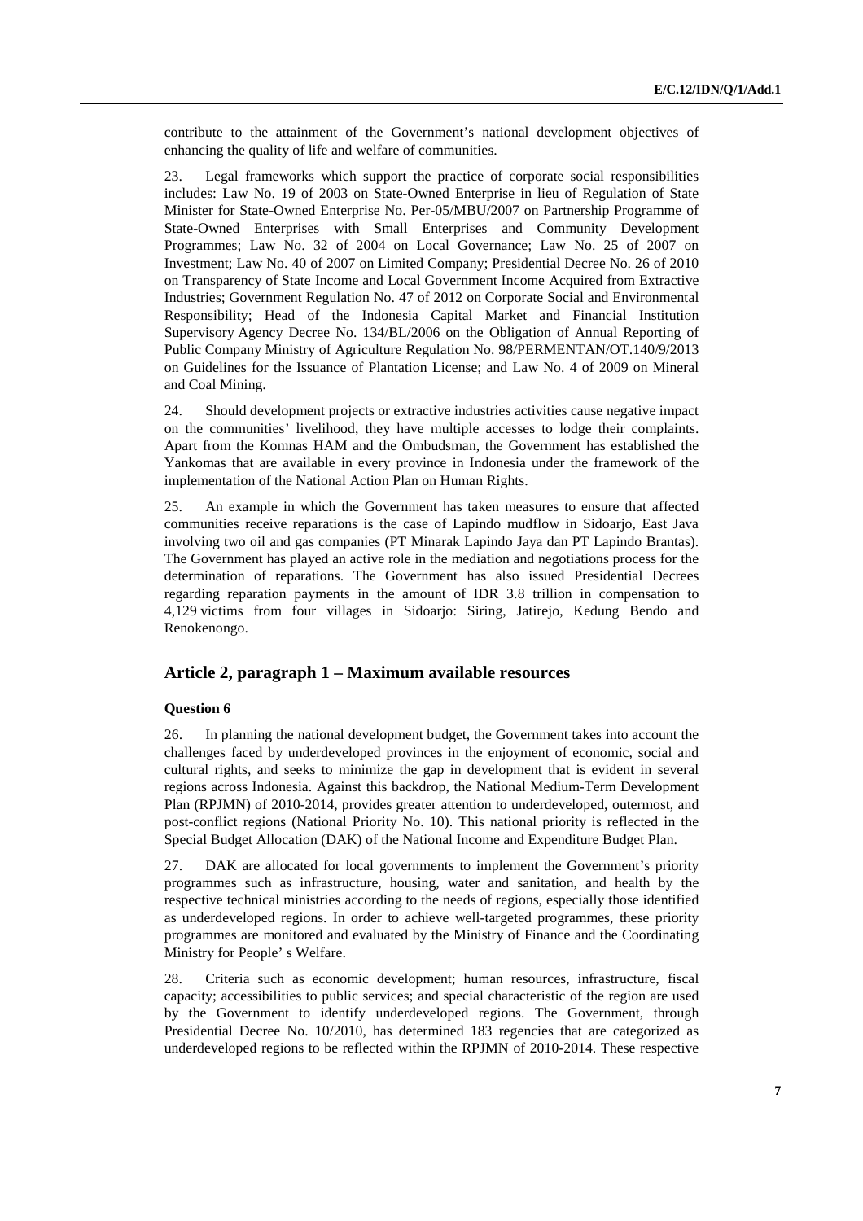contribute to the attainment of the Government's national development objectives of enhancing the quality of life and welfare of communities.

23. Legal frameworks which support the practice of corporate social responsibilities includes: Law No. 19 of 2003 on State-Owned Enterprise in lieu of Regulation of State Minister for State-Owned Enterprise No. Per-05/MBU/2007 on Partnership Programme of State-Owned Enterprises with Small Enterprises and Community Development Programmes; Law No. 32 of 2004 on Local Governance; Law No. 25 of 2007 on Investment; Law No. 40 of 2007 on Limited Company; Presidential Decree No. 26 of 2010 on Transparency of State Income and Local Government Income Acquired from Extractive Industries; Government Regulation No. 47 of 2012 on Corporate Social and Environmental Responsibility; Head of the Indonesia Capital Market and Financial Institution Supervisory Agency Decree No. 134/BL/2006 on the Obligation of Annual Reporting of Public Company Ministry of Agriculture Regulation No. 98/PERMENTAN/OT.140/9/2013 on Guidelines for the Issuance of Plantation License; and Law No. 4 of 2009 on Mineral and Coal Mining.

24. Should development projects or extractive industries activities cause negative impact on the communities' livelihood, they have multiple accesses to lodge their complaints. Apart from the Komnas HAM and the Ombudsman, the Government has established the Yankomas that are available in every province in Indonesia under the framework of the implementation of the National Action Plan on Human Rights.

25. An example in which the Government has taken measures to ensure that affected communities receive reparations is the case of Lapindo mudflow in Sidoarjo, East Java involving two oil and gas companies (PT Minarak Lapindo Jaya dan PT Lapindo Brantas). The Government has played an active role in the mediation and negotiations process for the determination of reparations. The Government has also issued Presidential Decrees regarding reparation payments in the amount of IDR 3.8 trillion in compensation to 4,129 victims from four villages in Sidoarjo: Siring, Jatirejo, Kedung Bendo and Renokenongo.

## Article 2, paragraph 1 – Maximum available resources

### Question 6

26. In planning the national development budget, the Government takes into account the challenges faced by underdeveloped provinces in the enjoyment of economic, social and cultural rights, and seeks to minimize the gap in development that is evident in several regions across Indonesia. Against this backdrop, the National Medium-Term Development Plan (RPJMN) of 2010-2014, provides greater attention to underdeveloped, outermost, and post-conflict regions (National Priority No. 10). This national priority is reflected in the Special Budget Allocation (DAK) of the National Income and Expenditure Budget Plan.

27. DAK are allocated for local governments to implement the Government's priority programmes such as infrastructure, housing, water and sanitation, and health by the respective technical ministries according to the needs of regions, especially those identified as underdeveloped regions. In order to achieve well-targeted programmes, these priority programmes are monitored and evaluated by the Ministry of Finance and the Coordinating Ministry for People' s Welfare.

28. Criteria such as economic development; human resources, infrastructure, fiscal capacity; accessibilities to public services; and special characteristic of the region are used by the Government to identify underdeveloped regions. The Government, through Presidential Decree No. 10/2010, has determined 183 regencies that are categorized as underdeveloped regions to be reflected within the RPJMN of 2010-2014. These respective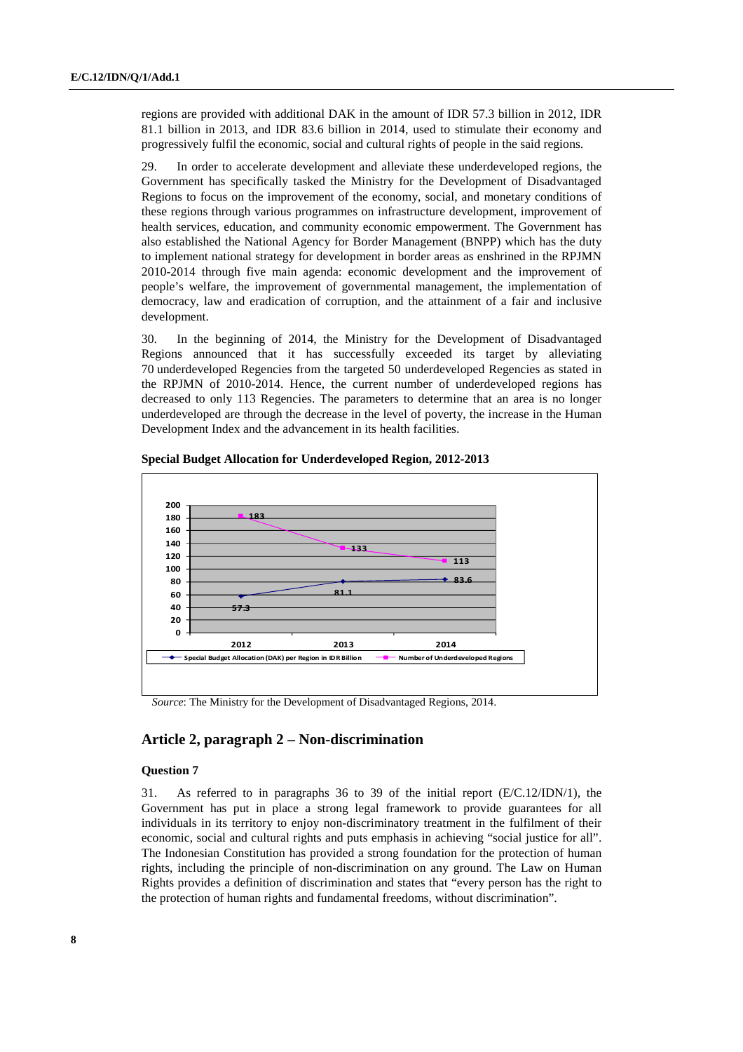regions are provided with additional DAK in the amount of IDR 57.3 billion in 2012, IDR 81.1 billion in 2013, and IDR 83.6 billion in 2014, used to stimulate their economy and progressively fulfil the economic, social and cultural rights of people in the said regions.

29. In order to accelerate development and alleviate these underdeveloped regions, the Government has specifically tasked the Ministry for the Development of Disadvantaged Regions to focus on the improvement of the economy, social, and monetary conditions of these regions through various programmes on infrastructure development, improvement of health services, education, and community economic empowerment. The Government has also established the National Agency for Border Management (BNPP) which has the duty to implement national strategy for development in border areas as enshrined in the RPJMN 2010-2014 through five main agenda: economic development and the improvement of people's welfare, the improvement of governmental management, the implementation of democracy, law and eradication of corruption, and the attainment of a fair and inclusive development.

30. In the beginning of 2014, the Ministry for the Development of Disadvantaged Regions announced that it has successfully exceeded its target by alleviating 70 underdeveloped Regencies from the targeted 50 underdeveloped Regencies as stated in the RPJMN of 2010-2014. Hence, the current number of underdeveloped regions has decreased to only 113 Regencies. The parameters to determine that an area is no longer underdeveloped are through the decrease in the level of poverty, the increase in the Human Development Index and the advancement in its health facilities.

**Special Budget Allocation for Underdeveloped Region, 2012-2013**

| | 2012 | 2013 | 2014 |
|---|---|---|---|
| Special Budget Allocation (DAK) per Region in IDR Billion | 57.3 | 81.1 | 83.6 |
| Number of Underdeveloped Regions | 183 | 133 | 113 |

*Source*: The Ministry for the Development of Disadvantaged Regions, 2014.

## Article 2, paragraph 2 – Non-discrimination

### Question 7

31. As referred to in paragraphs 36 to 39 of the initial report (E/C.12/IDN/1), the Government has put in place a strong legal framework to provide guarantees for all individuals in its territory to enjoy non-discriminatory treatment in the fulfilment of their economic, social and cultural rights and puts emphasis in achieving "social justice for all". The Indonesian Constitution has provided a strong foundation for the protection of human rights, including the principle of non-discrimination on any ground. The Law on Human Rights provides a definition of discrimination and states that "every person has the right to the protection of human rights and fundamental freedoms, without discrimination".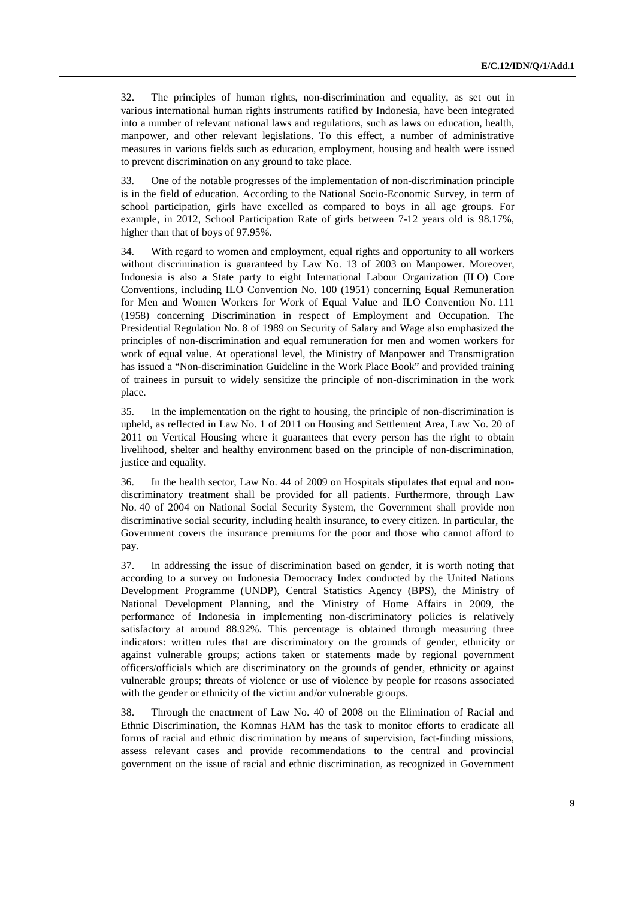32. The principles of human rights, non-discrimination and equality, as set out in various international human rights instruments ratified by Indonesia, have been integrated into a number of relevant national laws and regulations, such as laws on education, health, manpower, and other relevant legislations. To this effect, a number of administrative measures in various fields such as education, employment, housing and health were issued to prevent discrimination on any ground to take place.

33. One of the notable progresses of the implementation of non-discrimination principle is in the field of education. According to the National Socio-Economic Survey, in term of school participation, girls have excelled as compared to boys in all age groups. For example, in 2012, School Participation Rate of girls between 7-12 years old is 98.17%, higher than that of boys of 97.95%.

34. With regard to women and employment, equal rights and opportunity to all workers without discrimination is guaranteed by Law No. 13 of 2003 on Manpower. Moreover, Indonesia is also a State party to eight International Labour Organization (ILO) Core Conventions, including ILO Convention No. 100 (1951) concerning Equal Remuneration for Men and Women Workers for Work of Equal Value and ILO Convention No. 111 (1958) concerning Discrimination in respect of Employment and Occupation. The Presidential Regulation No. 8 of 1989 on Security of Salary and Wage also emphasized the principles of non-discrimination and equal remuneration for men and women workers for work of equal value. At operational level, the Ministry of Manpower and Transmigration has issued a "Non-discrimination Guideline in the Work Place Book" and provided training of trainees in pursuit to widely sensitize the principle of non-discrimination in the work place.

35. In the implementation on the right to housing, the principle of non-discrimination is upheld, as reflected in Law No. 1 of 2011 on Housing and Settlement Area, Law No. 20 of 2011 on Vertical Housing where it guarantees that every person has the right to obtain livelihood, shelter and healthy environment based on the principle of non-discrimination, justice and equality.

36. In the health sector, Law No. 44 of 2009 on Hospitals stipulates that equal and non-discriminatory treatment shall be provided for all patients. Furthermore, through Law No. 40 of 2004 on National Social Security System, the Government shall provide non discriminative social security, including health insurance, to every citizen. In particular, the Government covers the insurance premiums for the poor and those who cannot afford to pay.

37. In addressing the issue of discrimination based on gender, it is worth noting that according to a survey on Indonesia Democracy Index conducted by the United Nations Development Programme (UNDP), Central Statistics Agency (BPS), the Ministry of National Development Planning, and the Ministry of Home Affairs in 2009, the performance of Indonesia in implementing non-discriminatory policies is relatively satisfactory at around 88.92%. This percentage is obtained through measuring three indicators: written rules that are discriminatory on the grounds of gender, ethnicity or against vulnerable groups; actions taken or statements made by regional government officers/officials which are discriminatory on the grounds of gender, ethnicity or against vulnerable groups; threats of violence or use of violence by people for reasons associated with the gender or ethnicity of the victim and/or vulnerable groups.

38. Through the enactment of Law No. 40 of 2008 on the Elimination of Racial and Ethnic Discrimination, the Komnas HAM has the task to monitor efforts to eradicate all forms of racial and ethnic discrimination by means of supervision, fact-finding missions, assess relevant cases and provide recommendations to the central and provincial government on the issue of racial and ethnic discrimination, as recognized in Government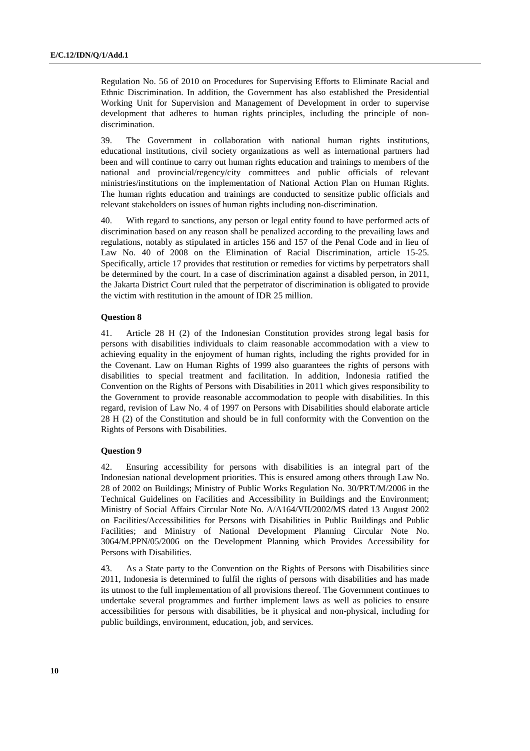Regulation No. 56 of 2010 on Procedures for Supervising Efforts to Eliminate Racial and Ethnic Discrimination. In addition, the Government has also established the Presidential Working Unit for Supervision and Management of Development in order to supervise development that adheres to human rights principles, including the principle of non-discrimination.

39. The Government in collaboration with national human rights institutions, educational institutions, civil society organizations as well as international partners had been and will continue to carry out human rights education and trainings to members of the national and provincial/regency/city committees and public officials of relevant ministries/institutions on the implementation of National Action Plan on Human Rights. The human rights education and trainings are conducted to sensitize public officials and relevant stakeholders on issues of human rights including non-discrimination.

40. With regard to sanctions, any person or legal entity found to have performed acts of discrimination based on any reason shall be penalized according to the prevailing laws and regulations, notably as stipulated in articles 156 and 157 of the Penal Code and in lieu of Law No. 40 of 2008 on the Elimination of Racial Discrimination, article 15-25. Specifically, article 17 provides that restitution or remedies for victims by perpetrators shall be determined by the court. In a case of discrimination against a disabled person, in 2011, the Jakarta District Court ruled that the perpetrator of discrimination is obligated to provide the victim with restitution in the amount of IDR 25 million.

#### Question 8

41. Article 28 H (2) of the Indonesian Constitution provides strong legal basis for persons with disabilities individuals to claim reasonable accommodation with a view to achieving equality in the enjoyment of human rights, including the rights provided for in the Covenant. Law on Human Rights of 1999 also guarantees the rights of persons with disabilities to special treatment and facilitation. In addition, Indonesia ratified the Convention on the Rights of Persons with Disabilities in 2011 which gives responsibility to the Government to provide reasonable accommodation to people with disabilities. In this regard, revision of Law No. 4 of 1997 on Persons with Disabilities should elaborate article 28 H (2) of the Constitution and should be in full conformity with the Convention on the Rights of Persons with Disabilities.

#### Question 9

42. Ensuring accessibility for persons with disabilities is an integral part of the Indonesian national development priorities. This is ensured among others through Law No. 28 of 2002 on Buildings; Ministry of Public Works Regulation No. 30/PRT/M/2006 in the Technical Guidelines on Facilities and Accessibility in Buildings and the Environment; Ministry of Social Affairs Circular Note No. A/A164/VII/2002/MS dated 13 August 2002 on Facilities/Accessibilities for Persons with Disabilities in Public Buildings and Public Facilities; and Ministry of National Development Planning Circular Note No. 3064/M.PPN/05/2006 on the Development Planning which Provides Accessibility for Persons with Disabilities.

43. As a State party to the Convention on the Rights of Persons with Disabilities since 2011, Indonesia is determined to fulfil the rights of persons with disabilities and has made its utmost to the full implementation of all provisions thereof. The Government continues to undertake several programmes and further implement laws as well as policies to ensure accessibilities for persons with disabilities, be it physical and non-physical, including for public buildings, environment, education, job, and services.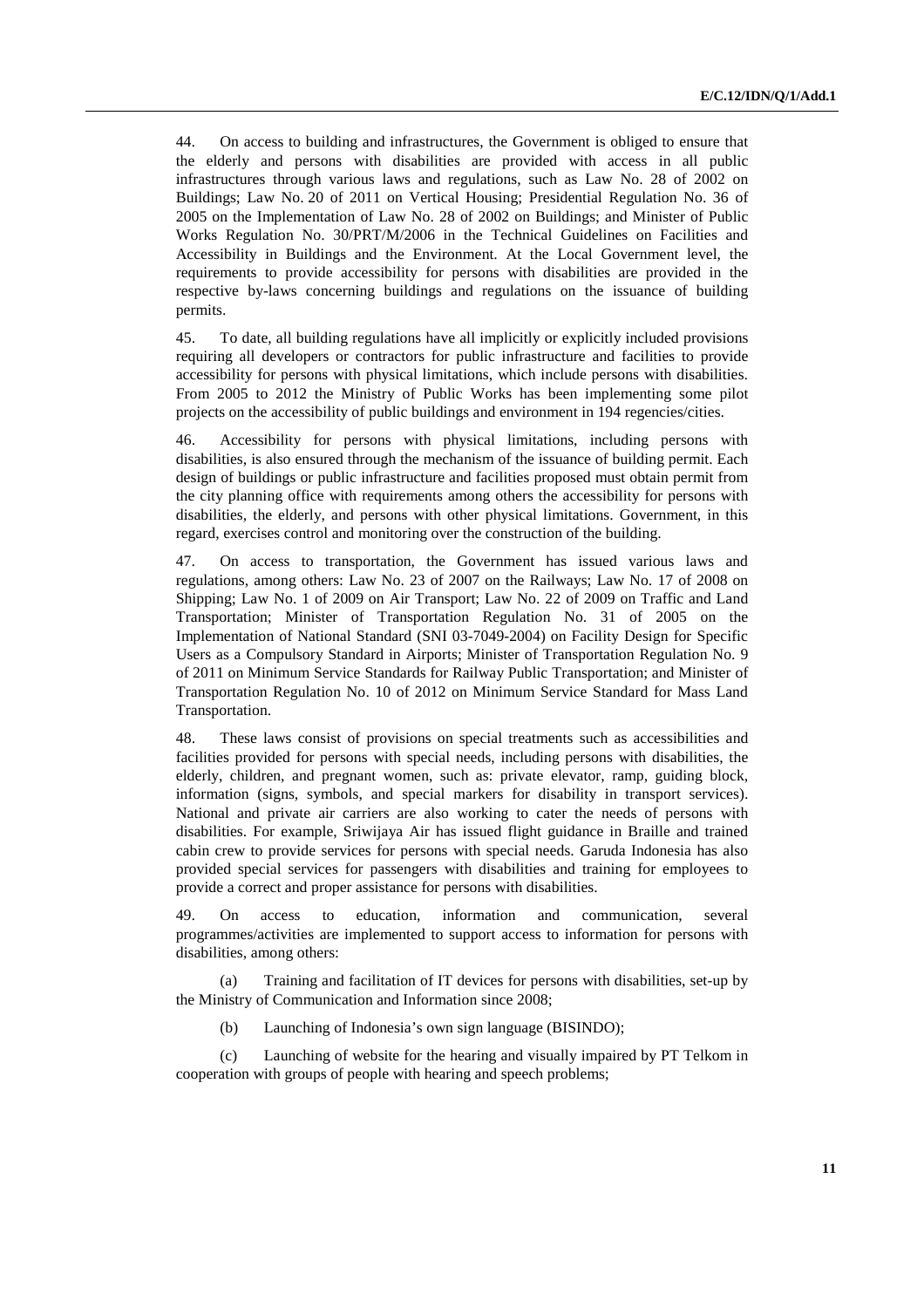44. On access to building and infrastructures, the Government is obliged to ensure that the elderly and persons with disabilities are provided with access in all public infrastructures through various laws and regulations, such as Law No. 28 of 2002 on Buildings; Law No. 20 of 2011 on Vertical Housing; Presidential Regulation No. 36 of 2005 on the Implementation of Law No. 28 of 2002 on Buildings; and Minister of Public Works Regulation No. 30/PRT/M/2006 in the Technical Guidelines on Facilities and Accessibility in Buildings and the Environment. At the Local Government level, the requirements to provide accessibility for persons with disabilities are provided in the respective by-laws concerning buildings and regulations on the issuance of building permits.

45. To date, all building regulations have all implicitly or explicitly included provisions requiring all developers or contractors for public infrastructure and facilities to provide accessibility for persons with physical limitations, which include persons with disabilities. From 2005 to 2012 the Ministry of Public Works has been implementing some pilot projects on the accessibility of public buildings and environment in 194 regencies/cities.

46. Accessibility for persons with physical limitations, including persons with disabilities, is also ensured through the mechanism of the issuance of building permit. Each design of buildings or public infrastructure and facilities proposed must obtain permit from the city planning office with requirements among others the accessibility for persons with disabilities, the elderly, and persons with other physical limitations. Government, in this regard, exercises control and monitoring over the construction of the building.

47. On access to transportation, the Government has issued various laws and regulations, among others: Law No. 23 of 2007 on the Railways; Law No. 17 of 2008 on Shipping; Law No. 1 of 2009 on Air Transport; Law No. 22 of 2009 on Traffic and Land Transportation; Minister of Transportation Regulation No. 31 of 2005 on the Implementation of National Standard (SNI 03-7049-2004) on Facility Design for Specific Users as a Compulsory Standard in Airports; Minister of Transportation Regulation No. 9 of 2011 on Minimum Service Standards for Railway Public Transportation; and Minister of Transportation Regulation No. 10 of 2012 on Minimum Service Standard for Mass Land Transportation.

48. These laws consist of provisions on special treatments such as accessibilities and facilities provided for persons with special needs, including persons with disabilities, the elderly, children, and pregnant women, such as: private elevator, ramp, guiding block, information (signs, symbols, and special markers for disability in transport services). National and private air carriers are also working to cater the needs of persons with disabilities. For example, Sriwijaya Air has issued flight guidance in Braille and trained cabin crew to provide services for persons with special needs. Garuda Indonesia has also provided special services for passengers with disabilities and training for employees to provide a correct and proper assistance for persons with disabilities.

49. On access to education, information and communication, several programmes/activities are implemented to support access to information for persons with disabilities, among others:

(a) Training and facilitation of IT devices for persons with disabilities, set-up by the Ministry of Communication and Information since 2008;

(b) Launching of Indonesia's own sign language (BISINDO);

(c) Launching of website for the hearing and visually impaired by PT Telkom in cooperation with groups of people with hearing and speech problems;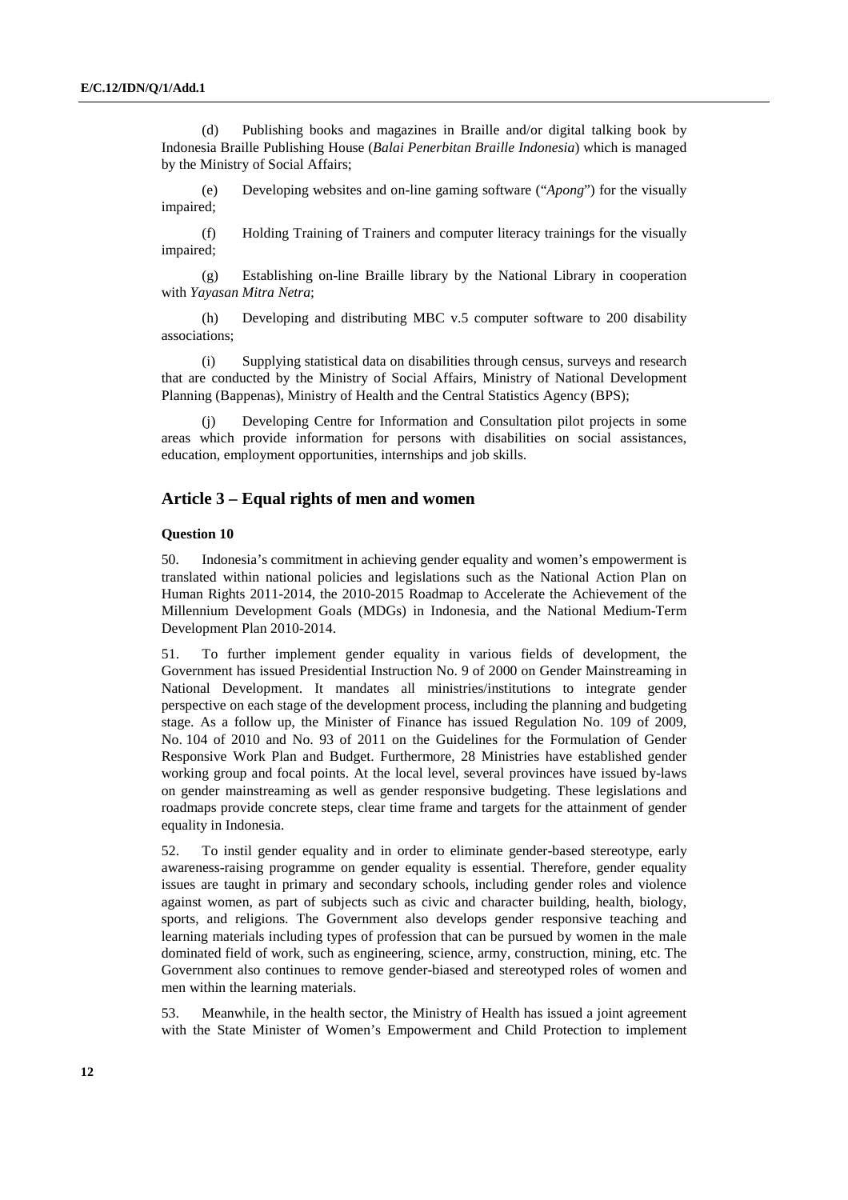(d) Publishing books and magazines in Braille and/or digital talking book by Indonesia Braille Publishing House (*Balai Penerbitan Braille Indonesia*) which is managed by the Ministry of Social Affairs;

(e) Developing websites and on-line gaming software ("*Apong*") for the visually impaired;

(f) Holding Training of Trainers and computer literacy trainings for the visually impaired;

(g) Establishing on-line Braille library by the National Library in cooperation with *Yayasan Mitra Netra*;

(h) Developing and distributing MBC v.5 computer software to 200 disability associations;

(i) Supplying statistical data on disabilities through census, surveys and research that are conducted by the Ministry of Social Affairs, Ministry of National Development Planning (Bappenas), Ministry of Health and the Central Statistics Agency (BPS);

(j) Developing Centre for Information and Consultation pilot projects in some areas which provide information for persons with disabilities on social assistances, education, employment opportunities, internships and job skills.

## Article 3 – Equal rights of men and women

### Question 10

50. Indonesia's commitment in achieving gender equality and women's empowerment is translated within national policies and legislations such as the National Action Plan on Human Rights 2011-2014, the 2010-2015 Roadmap to Accelerate the Achievement of the Millennium Development Goals (MDGs) in Indonesia, and the National Medium-Term Development Plan 2010-2014.

51. To further implement gender equality in various fields of development, the Government has issued Presidential Instruction No. 9 of 2000 on Gender Mainstreaming in National Development. It mandates all ministries/institutions to integrate gender perspective on each stage of the development process, including the planning and budgeting stage. As a follow up, the Minister of Finance has issued Regulation No. 109 of 2009, No. 104 of 2010 and No. 93 of 2011 on the Guidelines for the Formulation of Gender Responsive Work Plan and Budget. Furthermore, 28 Ministries have established gender working group and focal points. At the local level, several provinces have issued by-laws on gender mainstreaming as well as gender responsive budgeting. These legislations and roadmaps provide concrete steps, clear time frame and targets for the attainment of gender equality in Indonesia.

52. To instil gender equality and in order to eliminate gender-based stereotype, early awareness-raising programme on gender equality is essential. Therefore, gender equality issues are taught in primary and secondary schools, including gender roles and violence against women, as part of subjects such as civic and character building, health, biology, sports, and religions. The Government also develops gender responsive teaching and learning materials including types of profession that can be pursued by women in the male dominated field of work, such as engineering, science, army, construction, mining, etc. The Government also continues to remove gender-biased and stereotyped roles of women and men within the learning materials.

53. Meanwhile, in the health sector, the Ministry of Health has issued a joint agreement with the State Minister of Women's Empowerment and Child Protection to implement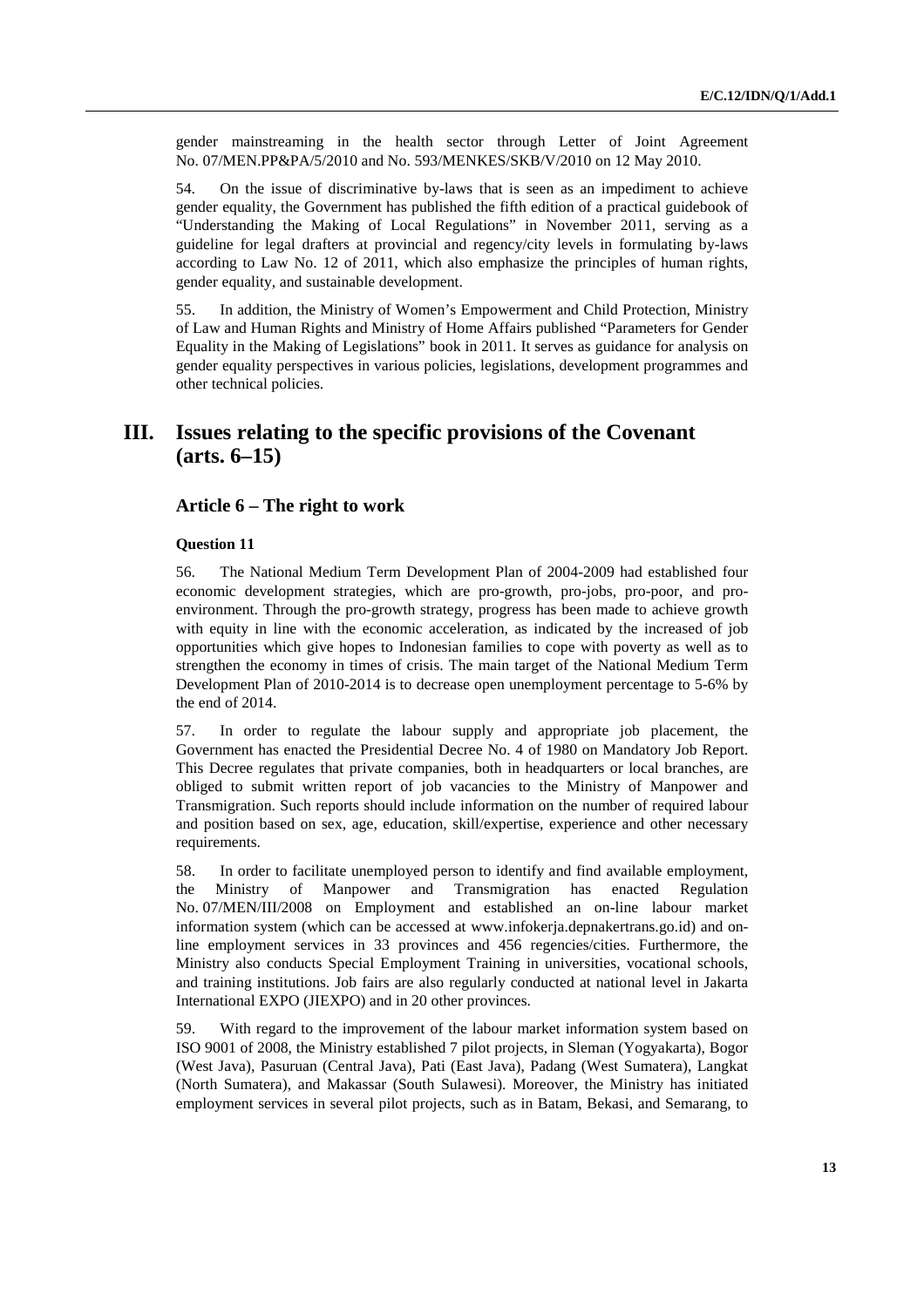gender mainstreaming in the health sector through Letter of Joint Agreement No. 07/MEN.PP&PA/5/2010 and No. 593/MENKES/SKB/V/2010 on 12 May 2010.

54. On the issue of discriminative by-laws that is seen as an impediment to achieve gender equality, the Government has published the fifth edition of a practical guidebook of "Understanding the Making of Local Regulations" in November 2011, serving as a guideline for legal drafters at provincial and regency/city levels in formulating by-laws according to Law No. 12 of 2011, which also emphasize the principles of human rights, gender equality, and sustainable development.

55. In addition, the Ministry of Women's Empowerment and Child Protection, Ministry of Law and Human Rights and Ministry of Home Affairs published "Parameters for Gender Equality in the Making of Legislations" book in 2011. It serves as guidance for analysis on gender equality perspectives in various policies, legislations, development programmes and other technical policies.

# III. Issues relating to the specific provisions of the Covenant (arts. 6–15)

## Article 6 – The right to work

### Question 11

56. The National Medium Term Development Plan of 2004-2009 had established four economic development strategies, which are pro-growth, pro-jobs, pro-poor, and pro-environment. Through the pro-growth strategy, progress has been made to achieve growth with equity in line with the economic acceleration, as indicated by the increased of job opportunities which give hopes to Indonesian families to cope with poverty as well as to strengthen the economy in times of crisis. The main target of the National Medium Term Development Plan of 2010-2014 is to decrease open unemployment percentage to 5-6% by the end of 2014.

57. In order to regulate the labour supply and appropriate job placement, the Government has enacted the Presidential Decree No. 4 of 1980 on Mandatory Job Report. This Decree regulates that private companies, both in headquarters or local branches, are obliged to submit written report of job vacancies to the Ministry of Manpower and Transmigration. Such reports should include information on the number of required labour and position based on sex, age, education, skill/expertise, experience and other necessary requirements.

58. In order to facilitate unemployed person to identify and find available employment, the Ministry of Manpower and Transmigration has enacted Regulation No. 07/MEN/III/2008 on Employment and established an on-line labour market information system (which can be accessed at www.infokerja.depnakertrans.go.id) and on-line employment services in 33 provinces and 456 regencies/cities. Furthermore, the Ministry also conducts Special Employment Training in universities, vocational schools, and training institutions. Job fairs are also regularly conducted at national level in Jakarta International EXPO (JIEXPO) and in 20 other provinces.

59. With regard to the improvement of the labour market information system based on ISO 9001 of 2008, the Ministry established 7 pilot projects, in Sleman (Yogyakarta), Bogor (West Java), Pasuruan (Central Java), Pati (East Java), Padang (West Sumatera), Langkat (North Sumatera), and Makassar (South Sulawesi). Moreover, the Ministry has initiated employment services in several pilot projects, such as in Batam, Bekasi, and Semarang, to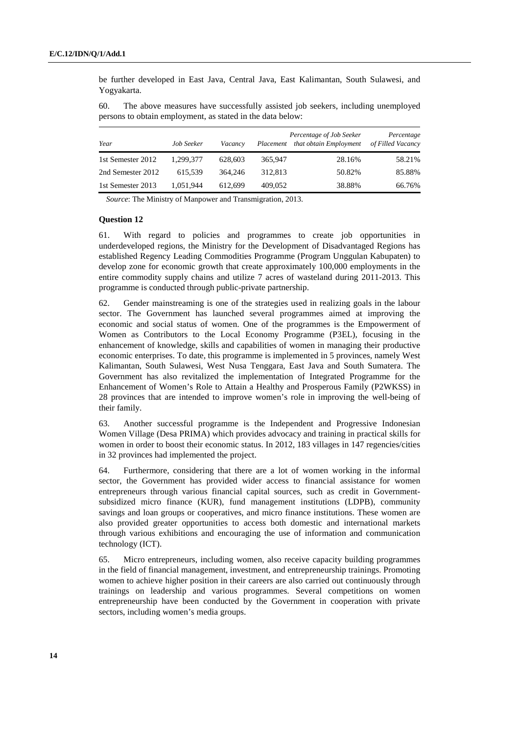be further developed in East Java, Central Java, East Kalimantan, South Sulawesi, and Yogyakarta.

60. The above measures have successfully assisted job seekers, including unemployed persons to obtain employment, as stated in the data below:

| *Year* | *Job Seeker* | *Vacancy* | *Placement* | *Percentage of Job Seeker that obtain Employment* | *Percentage of Filled Vacancy* |
|---|---|---|---|---|---|
| 1st Semester 2012 | 1,299,377 | 628,603 | 365,947 | 28.16% | 58.21% |
| 2nd Semester 2012 | 615,539 | 364,246 | 312,813 | 50.82% | 85.88% |
| 1st Semester 2013 | 1,051,944 | 612,699 | 409,052 | 38.88% | 66.76% |

*Source*: The Ministry of Manpower and Transmigration, 2013.

**Question 12**

61. With regard to policies and programmes to create job opportunities in underdeveloped regions, the Ministry for the Development of Disadvantaged Regions has established Regency Leading Commodities Programme (Program Unggulan Kabupaten) to develop zone for economic growth that create approximately 100,000 employments in the entire commodity supply chains and utilize 7 acres of wasteland during 2011-2013. This programme is conducted through public-private partnership.

62. Gender mainstreaming is one of the strategies used in realizing goals in the labour sector. The Government has launched several programmes aimed at improving the economic and social status of women. One of the programmes is the Empowerment of Women as Contributors to the Local Economy Programme (P3EL), focusing in the enhancement of knowledge, skills and capabilities of women in managing their productive economic enterprises. To date, this programme is implemented in 5 provinces, namely West Kalimantan, South Sulawesi, West Nusa Tenggara, East Java and South Sumatera. The Government has also revitalized the implementation of Integrated Programme for the Enhancement of Women's Role to Attain a Healthy and Prosperous Family (P2WKSS) in 28 provinces that are intended to improve women's role in improving the well-being of their family.

63. Another successful programme is the Independent and Progressive Indonesian Women Village (Desa PRIMA) which provides advocacy and training in practical skills for women in order to boost their economic status. In 2012, 183 villages in 147 regencies/cities in 32 provinces had implemented the project.

64. Furthermore, considering that there are a lot of women working in the informal sector, the Government has provided wider access to financial assistance for women entrepreneurs through various financial capital sources, such as credit in Government-subsidized micro finance (KUR), fund management institutions (LDPB), community savings and loan groups or cooperatives, and micro finance institutions. These women are also provided greater opportunities to access both domestic and international markets through various exhibitions and encouraging the use of information and communication technology (ICT).

65. Micro entrepreneurs, including women, also receive capacity building programmes in the field of financial management, investment, and entrepreneurship trainings. Promoting women to achieve higher position in their careers are also carried out continuously through trainings on leadership and various programmes. Several competitions on women entrepreneurship have been conducted by the Government in cooperation with private sectors, including women's media groups.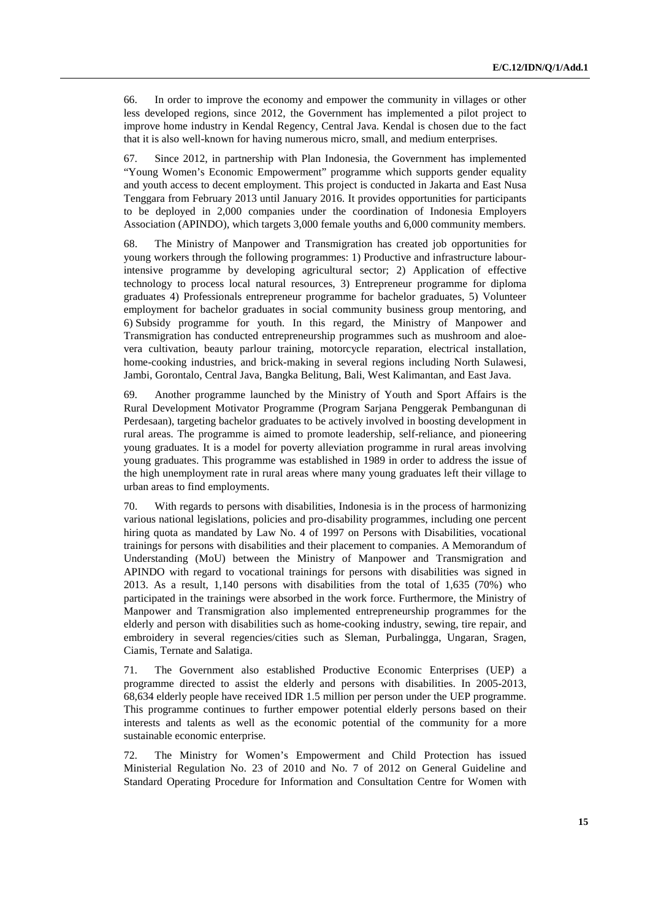66. In order to improve the economy and empower the community in villages or other less developed regions, since 2012, the Government has implemented a pilot project to improve home industry in Kendal Regency, Central Java. Kendal is chosen due to the fact that it is also well-known for having numerous micro, small, and medium enterprises.

67. Since 2012, in partnership with Plan Indonesia, the Government has implemented "Young Women's Economic Empowerment" programme which supports gender equality and youth access to decent employment. This project is conducted in Jakarta and East Nusa Tenggara from February 2013 until January 2016. It provides opportunities for participants to be deployed in 2,000 companies under the coordination of Indonesia Employers Association (APINDO), which targets 3,000 female youths and 6,000 community members.

68. The Ministry of Manpower and Transmigration has created job opportunities for young workers through the following programmes: 1) Productive and infrastructure labour-intensive programme by developing agricultural sector; 2) Application of effective technology to process local natural resources, 3) Entrepreneur programme for diploma graduates 4) Professionals entrepreneur programme for bachelor graduates, 5) Volunteer employment for bachelor graduates in social community business group mentoring, and 6) Subsidy programme for youth. In this regard, the Ministry of Manpower and Transmigration has conducted entrepreneurship programmes such as mushroom and aloe-vera cultivation, beauty parlour training, motorcycle reparation, electrical installation, home-cooking industries, and brick-making in several regions including North Sulawesi, Jambi, Gorontalo, Central Java, Bangka Belitung, Bali, West Kalimantan, and East Java.

69. Another programme launched by the Ministry of Youth and Sport Affairs is the Rural Development Motivator Programme (Program Sarjana Penggerak Pembangunan di Perdesaan), targeting bachelor graduates to be actively involved in boosting development in rural areas. The programme is aimed to promote leadership, self-reliance, and pioneering young graduates. It is a model for poverty alleviation programme in rural areas involving young graduates. This programme was established in 1989 in order to address the issue of the high unemployment rate in rural areas where many young graduates left their village to urban areas to find employments.

70. With regards to persons with disabilities, Indonesia is in the process of harmonizing various national legislations, policies and pro-disability programmes, including one percent hiring quota as mandated by Law No. 4 of 1997 on Persons with Disabilities, vocational trainings for persons with disabilities and their placement to companies. A Memorandum of Understanding (MoU) between the Ministry of Manpower and Transmigration and APINDO with regard to vocational trainings for persons with disabilities was signed in 2013. As a result, 1,140 persons with disabilities from the total of 1,635 (70%) who participated in the trainings were absorbed in the work force. Furthermore, the Ministry of Manpower and Transmigration also implemented entrepreneurship programmes for the elderly and person with disabilities such as home-cooking industry, sewing, tire repair, and embroidery in several regencies/cities such as Sleman, Purbalingga, Ungaran, Sragen, Ciamis, Ternate and Salatiga.

71. The Government also established Productive Economic Enterprises (UEP) a programme directed to assist the elderly and persons with disabilities. In 2005-2013, 68,634 elderly people have received IDR 1.5 million per person under the UEP programme. This programme continues to further empower potential elderly persons based on their interests and talents as well as the economic potential of the community for a more sustainable economic enterprise.

72. The Ministry for Women's Empowerment and Child Protection has issued Ministerial Regulation No. 23 of 2010 and No. 7 of 2012 on General Guideline and Standard Operating Procedure for Information and Consultation Centre for Women with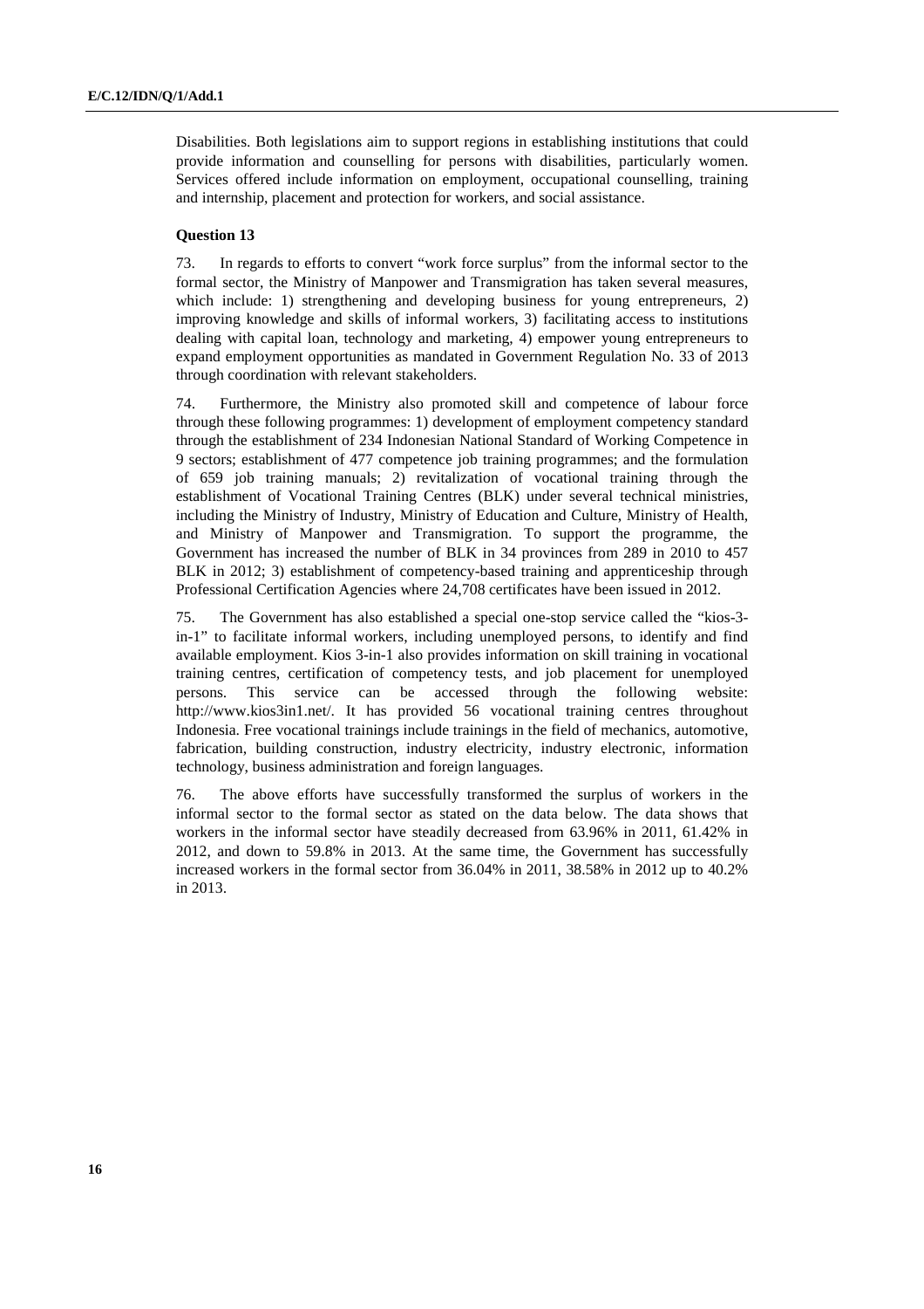Disabilities. Both legislations aim to support regions in establishing institutions that could provide information and counselling for persons with disabilities, particularly women. Services offered include information on employment, occupational counselling, training and internship, placement and protection for workers, and social assistance.

**Question 13**

73. In regards to efforts to convert "work force surplus" from the informal sector to the formal sector, the Ministry of Manpower and Transmigration has taken several measures, which include: 1) strengthening and developing business for young entrepreneurs, 2) improving knowledge and skills of informal workers, 3) facilitating access to institutions dealing with capital loan, technology and marketing, 4) empower young entrepreneurs to expand employment opportunities as mandated in Government Regulation No. 33 of 2013 through coordination with relevant stakeholders.

74. Furthermore, the Ministry also promoted skill and competence of labour force through these following programmes: 1) development of employment competency standard through the establishment of 234 Indonesian National Standard of Working Competence in 9 sectors; establishment of 477 competence job training programmes; and the formulation of 659 job training manuals; 2) revitalization of vocational training through the establishment of Vocational Training Centres (BLK) under several technical ministries, including the Ministry of Industry, Ministry of Education and Culture, Ministry of Health, and Ministry of Manpower and Transmigration. To support the programme, the Government has increased the number of BLK in 34 provinces from 289 in 2010 to 457 BLK in 2012; 3) establishment of competency-based training and apprenticeship through Professional Certification Agencies where 24,708 certificates have been issued in 2012.

75. The Government has also established a special one-stop service called the "kios-3-in-1" to facilitate informal workers, including unemployed persons, to identify and find available employment. Kios 3-in-1 also provides information on skill training in vocational training centres, certification of competency tests, and job placement for unemployed persons. This service can be accessed through the following website: http://www.kios3in1.net/. It has provided 56 vocational training centres throughout Indonesia. Free vocational trainings include trainings in the field of mechanics, automotive, fabrication, building construction, industry electricity, industry electronic, information technology, business administration and foreign languages.

76. The above efforts have successfully transformed the surplus of workers in the informal sector to the formal sector as stated on the data below. The data shows that workers in the informal sector have steadily decreased from 63.96% in 2011, 61.42% in 2012, and down to 59.8% in 2013. At the same time, the Government has successfully increased workers in the formal sector from 36.04% in 2011, 38.58% in 2012 up to 40.2% in 2013.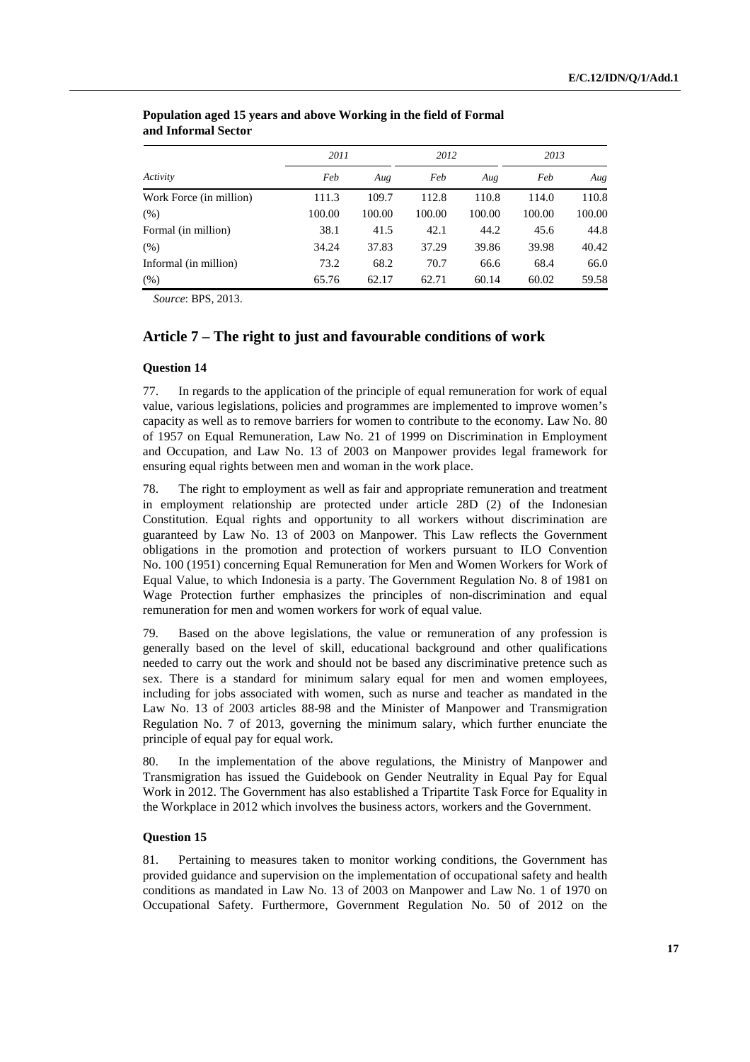**Population aged 15 years and above Working in the field of Formal and Informal Sector**

| *Activity* | *2011* | | *2012* | | *2013* | |
|---|---|---|---|---|---|---|
| | *Feb* | *Aug* | *Feb* | *Aug* | *Feb* | *Aug* |
| Work Force (in million) | 111.3 | 109.7 | 112.8 | 110.8 | 114.0 | 110.8 |
| (%) | 100.00 | 100.00 | 100.00 | 100.00 | 100.00 | 100.00 |
| Formal (in million) | 38.1 | 41.5 | 42.1 | 44.2 | 45.6 | 44.8 |
| (%) | 34.24 | 37.83 | 37.29 | 39.86 | 39.98 | 40.42 |
| Informal (in million) | 73.2 | 68.2 | 70.7 | 66.6 | 68.4 | 66.0 |
| (%) | 65.76 | 62.17 | 62.71 | 60.14 | 60.02 | 59.58 |

*Source*: BPS, 2013.

## Article 7 – The right to just and favourable conditions of work

### Question 14

77. In regards to the application of the principle of equal remuneration for work of equal value, various legislations, policies and programmes are implemented to improve women's capacity as well as to remove barriers for women to contribute to the economy. Law No. 80 of 1957 on Equal Remuneration, Law No. 21 of 1999 on Discrimination in Employment and Occupation, and Law No. 13 of 2003 on Manpower provides legal framework for ensuring equal rights between men and woman in the work place.

78. The right to employment as well as fair and appropriate remuneration and treatment in employment relationship are protected under article 28D (2) of the Indonesian Constitution. Equal rights and opportunity to all workers without discrimination are guaranteed by Law No. 13 of 2003 on Manpower. This Law reflects the Government obligations in the promotion and protection of workers pursuant to ILO Convention No. 100 (1951) concerning Equal Remuneration for Men and Women Workers for Work of Equal Value, to which Indonesia is a party. The Government Regulation No. 8 of 1981 on Wage Protection further emphasizes the principles of non-discrimination and equal remuneration for men and women workers for work of equal value.

79. Based on the above legislations, the value or remuneration of any profession is generally based on the level of skill, educational background and other qualifications needed to carry out the work and should not be based any discriminative pretence such as sex. There is a standard for minimum salary equal for men and women employees, including for jobs associated with women, such as nurse and teacher as mandated in the Law No. 13 of 2003 articles 88-98 and the Minister of Manpower and Transmigration Regulation No. 7 of 2013, governing the minimum salary, which further enunciate the principle of equal pay for equal work.

80. In the implementation of the above regulations, the Ministry of Manpower and Transmigration has issued the Guidebook on Gender Neutrality in Equal Pay for Equal Work in 2012. The Government has also established a Tripartite Task Force for Equality in the Workplace in 2012 which involves the business actors, workers and the Government.

### Question 15

81. Pertaining to measures taken to monitor working conditions, the Government has provided guidance and supervision on the implementation of occupational safety and health conditions as mandated in Law No. 13 of 2003 on Manpower and Law No. 1 of 1970 on Occupational Safety. Furthermore, Government Regulation No. 50 of 2012 on the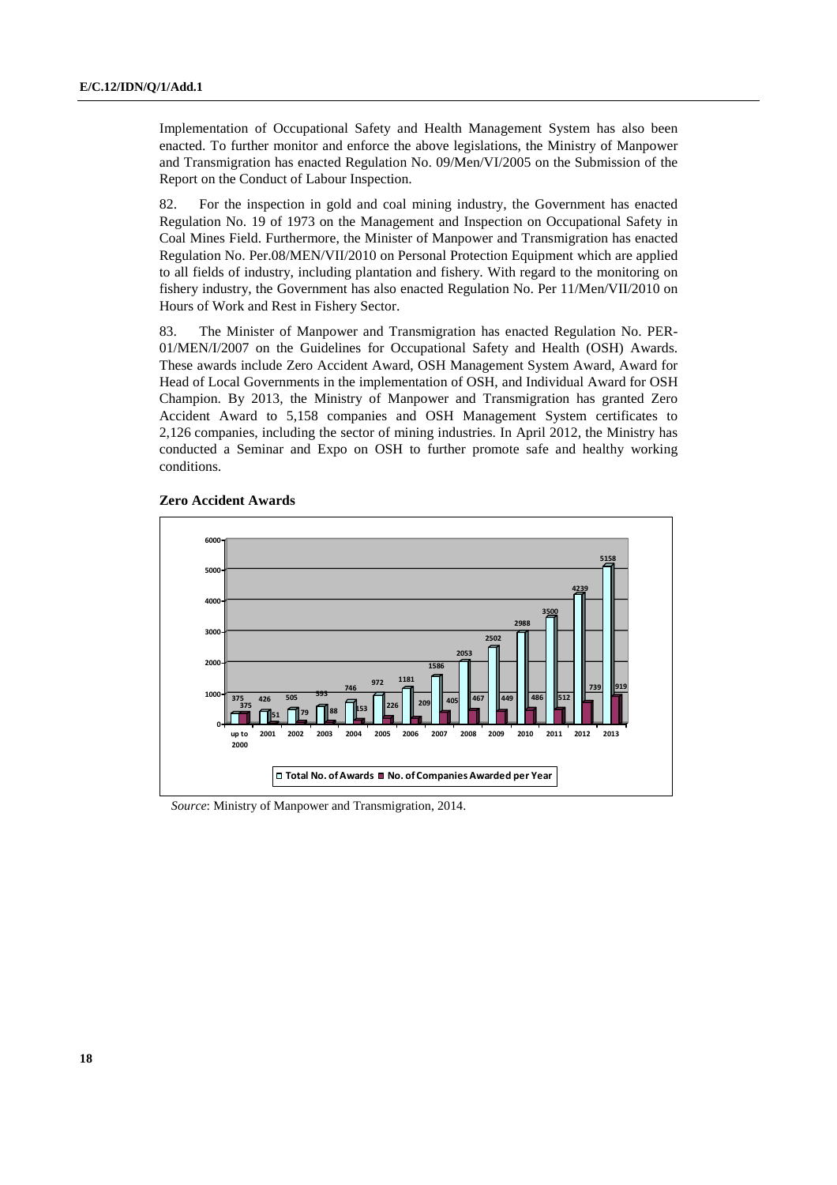Implementation of Occupational Safety and Health Management System has also been enacted. To further monitor and enforce the above legislations, the Ministry of Manpower and Transmigration has enacted Regulation No. 09/Men/VI/2005 on the Submission of the Report on the Conduct of Labour Inspection.

82. For the inspection in gold and coal mining industry, the Government has enacted Regulation No. 19 of 1973 on the Management and Inspection on Occupational Safety in Coal Mines Field. Furthermore, the Minister of Manpower and Transmigration has enacted Regulation No. Per.08/MEN/VII/2010 on Personal Protection Equipment which are applied to all fields of industry, including plantation and fishery. With regard to the monitoring on fishery industry, the Government has also enacted Regulation No. Per 11/Men/VII/2010 on Hours of Work and Rest in Fishery Sector.

83. The Minister of Manpower and Transmigration has enacted Regulation No. PER-01/MEN/I/2007 on the Guidelines for Occupational Safety and Health (OSH) Awards. These awards include Zero Accident Award, OSH Management System Award, Award for Head of Local Governments in the implementation of OSH, and Individual Award for OSH Champion. By 2013, the Ministry of Manpower and Transmigration has granted Zero Accident Award to 5,158 companies and OSH Management System certificates to 2,126 companies, including the sector of mining industries. In April 2012, the Ministry has conducted a Seminar and Expo on OSH to further promote safe and healthy working conditions.

**Zero Accident Awards**

| Year | Total No. of Awards | No. of Companies Awarded per Year |
|---|---|---|
| up to 2000 | 375 | 375 |
| 2001 | 426 | 51 |
| 2002 | 505 | 79 |
| 2003 | 593 | 88 |
| 2004 | 746 | 153 |
| 2005 | 972 | 226 |
| 2006 | 1181 | 209 |
| 2007 | 1586 | 405 |
| 2008 | 2053 | 467 |
| 2009 | 2502 | 449 |
| 2010 | 2988 | 486 |
| 2011 | 3500 | 512 |
| 2012 | 4239 | 739 |
| 2013 | 5158 | 919 |

*Source*: Ministry of Manpower and Transmigration, 2014.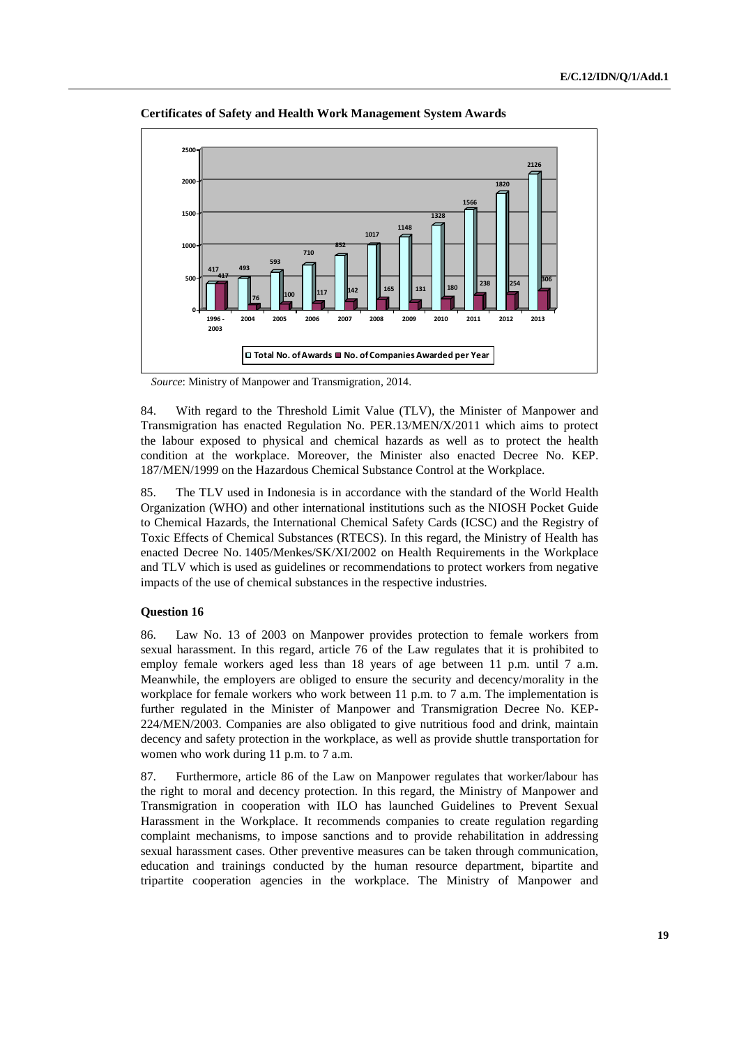**Certificates of Safety and Health Work Management System Awards**

| Year | Total No. of Awards | No. of Companies Awarded per Year |
|---|---|---|
| 1996 - 2003 | 417 | 417 |
| 2004 | 493 | 76 |
| 2005 | 593 | 100 |
| 2006 | 710 | 117 |
| 2007 | 852 | 142 |
| 2008 | 1017 | 165 |
| 2009 | 1148 | 131 |
| 2010 | 1328 | 180 |
| 2011 | 1566 | 238 |
| 2012 | 1820 | 254 |
| 2013 | 2126 | 306 |

*Source*: Ministry of Manpower and Transmigration, 2014.

84. With regard to the Threshold Limit Value (TLV), the Minister of Manpower and Transmigration has enacted Regulation No. PER.13/MEN/X/2011 which aims to protect the labour exposed to physical and chemical hazards as well as to protect the health condition at the workplace. Moreover, the Minister also enacted Decree No. KEP. 187/MEN/1999 on the Hazardous Chemical Substance Control at the Workplace.

85. The TLV used in Indonesia is in accordance with the standard of the World Health Organization (WHO) and other international institutions such as the NIOSH Pocket Guide to Chemical Hazards, the International Chemical Safety Cards (ICSC) and the Registry of Toxic Effects of Chemical Substances (RTECS). In this regard, the Ministry of Health has enacted Decree No. 1405/Menkes/SK/XI/2002 on Health Requirements in the Workplace and TLV which is used as guidelines or recommendations to protect workers from negative impacts of the use of chemical substances in the respective industries.

### Question 16

86. Law No. 13 of 2003 on Manpower provides protection to female workers from sexual harassment. In this regard, article 76 of the Law regulates that it is prohibited to employ female workers aged less than 18 years of age between 11 p.m. until 7 a.m. Meanwhile, the employers are obliged to ensure the security and decency/morality in the workplace for female workers who work between 11 p.m. to 7 a.m. The implementation is further regulated in the Minister of Manpower and Transmigration Decree No. KEP-224/MEN/2003. Companies are also obligated to give nutritious food and drink, maintain decency and safety protection in the workplace, as well as provide shuttle transportation for women who work during 11 p.m. to 7 a.m.

87. Furthermore, article 86 of the Law on Manpower regulates that worker/labour has the right to moral and decency protection. In this regard, the Ministry of Manpower and Transmigration in cooperation with ILO has launched Guidelines to Prevent Sexual Harassment in the Workplace. It recommends companies to create regulation regarding complaint mechanisms, to impose sanctions and to provide rehabilitation in addressing sexual harassment cases. Other preventive measures can be taken through communication, education and trainings conducted by the human resource department, bipartite and tripartite cooperation agencies in the workplace. The Ministry of Manpower and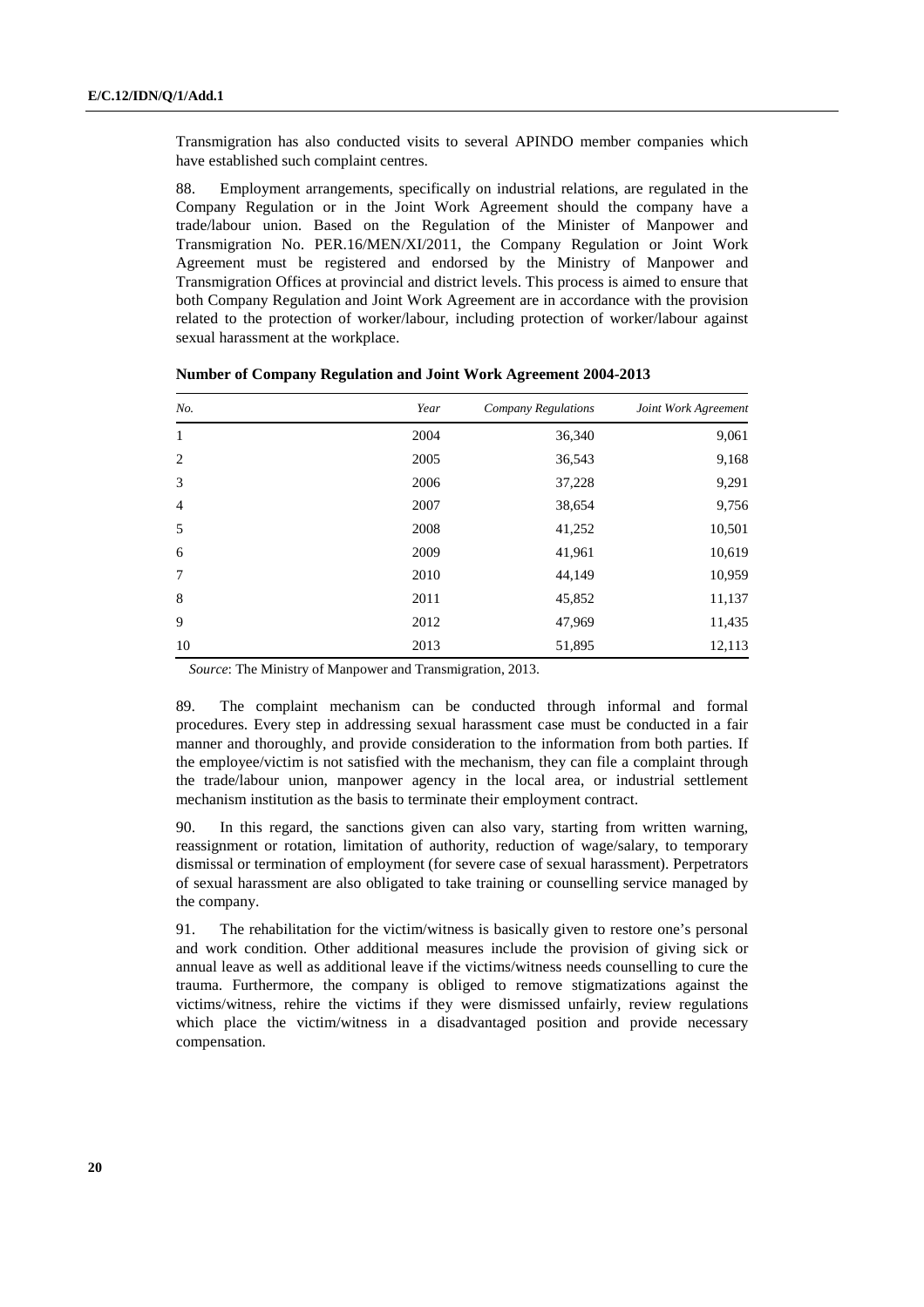Transmigration has also conducted visits to several APINDO member companies which have established such complaint centres.

88. Employment arrangements, specifically on industrial relations, are regulated in the Company Regulation or in the Joint Work Agreement should the company have a trade/labour union. Based on the Regulation of the Minister of Manpower and Transmigration No. PER.16/MEN/XI/2011, the Company Regulation or Joint Work Agreement must be registered and endorsed by the Ministry of Manpower and Transmigration Offices at provincial and district levels. This process is aimed to ensure that both Company Regulation and Joint Work Agreement are in accordance with the provision related to the protection of worker/labour, including protection of worker/labour against sexual harassment at the workplace.

**Number of Company Regulation and Joint Work Agreement 2004-2013**

| *No.* | *Year* | *Company Regulations* | *Joint Work Agreement* |
|---|---|---|---|
| 1 | 2004 | 36,340 | 9,061 |
| 2 | 2005 | 36,543 | 9,168 |
| 3 | 2006 | 37,228 | 9,291 |
| 4 | 2007 | 38,654 | 9,756 |
| 5 | 2008 | 41,252 | 10,501 |
| 6 | 2009 | 41,961 | 10,619 |
| 7 | 2010 | 44,149 | 10,959 |
| 8 | 2011 | 45,852 | 11,137 |
| 9 | 2012 | 47,969 | 11,435 |
| 10 | 2013 | 51,895 | 12,113 |

*Source*: The Ministry of Manpower and Transmigration, 2013.

89. The complaint mechanism can be conducted through informal and formal procedures. Every step in addressing sexual harassment case must be conducted in a fair manner and thoroughly, and provide consideration to the information from both parties. If the employee/victim is not satisfied with the mechanism, they can file a complaint through the trade/labour union, manpower agency in the local area, or industrial settlement mechanism institution as the basis to terminate their employment contract.

90. In this regard, the sanctions given can also vary, starting from written warning, reassignment or rotation, limitation of authority, reduction of wage/salary, to temporary dismissal or termination of employment (for severe case of sexual harassment). Perpetrators of sexual harassment are also obligated to take training or counselling service managed by the company.

91. The rehabilitation for the victim/witness is basically given to restore one's personal and work condition. Other additional measures include the provision of giving sick or annual leave as well as additional leave if the victims/witness needs counselling to cure the trauma. Furthermore, the company is obliged to remove stigmatizations against the victims/witness, rehire the victims if they were dismissed unfairly, review regulations which place the victim/witness in a disadvantaged position and provide necessary compensation.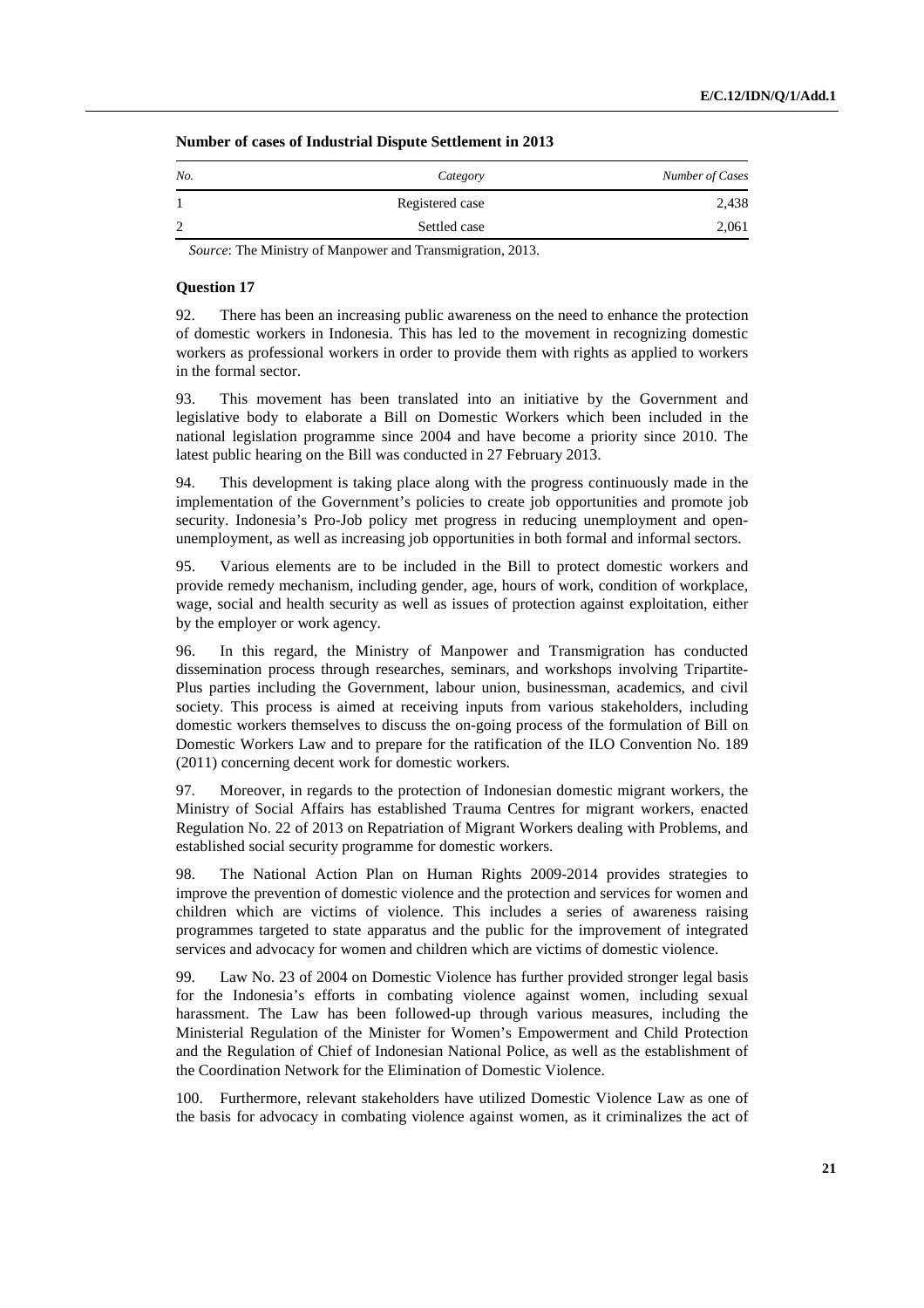**Number of cases of Industrial Dispute Settlement in 2013**

| *No.* | *Category* | *Number of Cases* |
|---|---|---|
| 1 | Registered case | 2,438 |
| 2 | Settled case | 2,061 |

*Source*: The Ministry of Manpower and Transmigration, 2013.

**Question 17**

92. There has been an increasing public awareness on the need to enhance the protection of domestic workers in Indonesia. This has led to the movement in recognizing domestic workers as professional workers in order to provide them with rights as applied to workers in the formal sector.

93. This movement has been translated into an initiative by the Government and legislative body to elaborate a Bill on Domestic Workers which been included in the national legislation programme since 2004 and have become a priority since 2010. The latest public hearing on the Bill was conducted in 27 February 2013.

94. This development is taking place along with the progress continuously made in the implementation of the Government's policies to create job opportunities and promote job security. Indonesia's Pro-Job policy met progress in reducing unemployment and open-unemployment, as well as increasing job opportunities in both formal and informal sectors.

95. Various elements are to be included in the Bill to protect domestic workers and provide remedy mechanism, including gender, age, hours of work, condition of workplace, wage, social and health security as well as issues of protection against exploitation, either by the employer or work agency.

96. In this regard, the Ministry of Manpower and Transmigration has conducted dissemination process through researches, seminars, and workshops involving Tripartite-Plus parties including the Government, labour union, businessman, academics, and civil society. This process is aimed at receiving inputs from various stakeholders, including domestic workers themselves to discuss the on-going process of the formulation of Bill on Domestic Workers Law and to prepare for the ratification of the ILO Convention No. 189 (2011) concerning decent work for domestic workers.

97. Moreover, in regards to the protection of Indonesian domestic migrant workers, the Ministry of Social Affairs has established Trauma Centres for migrant workers, enacted Regulation No. 22 of 2013 on Repatriation of Migrant Workers dealing with Problems, and established social security programme for domestic workers.

98. The National Action Plan on Human Rights 2009-2014 provides strategies to improve the prevention of domestic violence and the protection and services for women and children which are victims of violence. This includes a series of awareness raising programmes targeted to state apparatus and the public for the improvement of integrated services and advocacy for women and children which are victims of domestic violence.

99. Law No. 23 of 2004 on Domestic Violence has further provided stronger legal basis for the Indonesia's efforts in combating violence against women, including sexual harassment. The Law has been followed-up through various measures, including the Ministerial Regulation of the Minister for Women's Empowerment and Child Protection and the Regulation of Chief of Indonesian National Police, as well as the establishment of the Coordination Network for the Elimination of Domestic Violence.

100. Furthermore, relevant stakeholders have utilized Domestic Violence Law as one of the basis for advocacy in combating violence against women, as it criminalizes the act of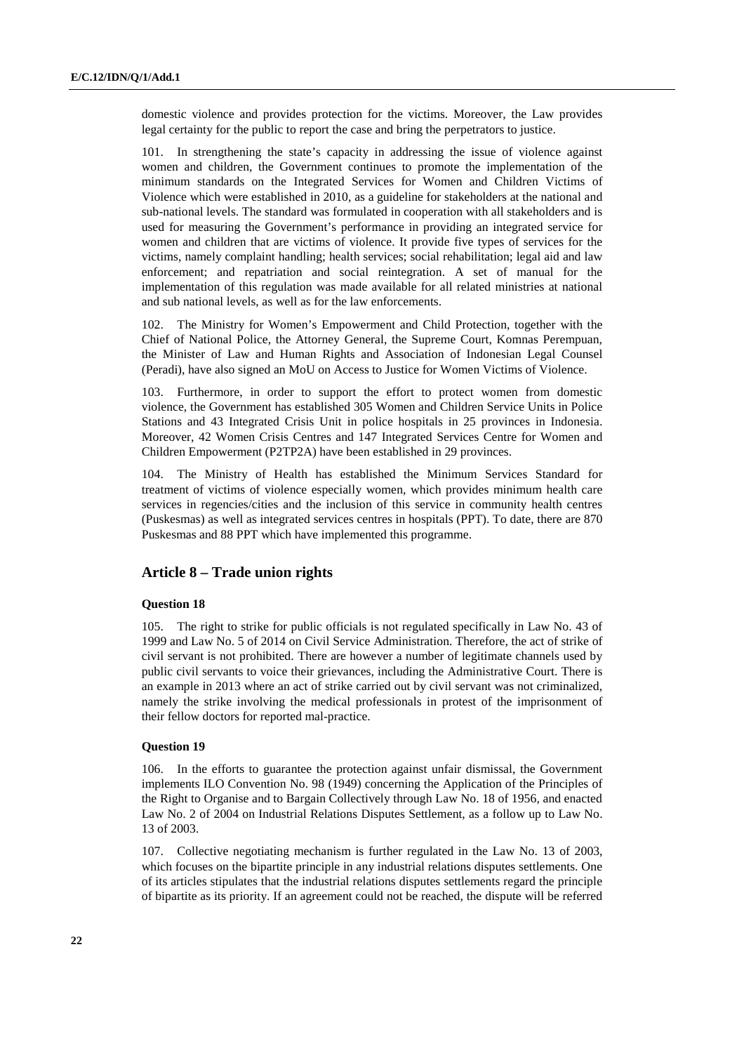domestic violence and provides protection for the victims. Moreover, the Law provides legal certainty for the public to report the case and bring the perpetrators to justice.

101. In strengthening the state's capacity in addressing the issue of violence against women and children, the Government continues to promote the implementation of the minimum standards on the Integrated Services for Women and Children Victims of Violence which were established in 2010, as a guideline for stakeholders at the national and sub-national levels. The standard was formulated in cooperation with all stakeholders and is used for measuring the Government's performance in providing an integrated service for women and children that are victims of violence. It provide five types of services for the victims, namely complaint handling; health services; social rehabilitation; legal aid and law enforcement; and repatriation and social reintegration. A set of manual for the implementation of this regulation was made available for all related ministries at national and sub national levels, as well as for the law enforcements.

102. The Ministry for Women's Empowerment and Child Protection, together with the Chief of National Police, the Attorney General, the Supreme Court, Komnas Perempuan, the Minister of Law and Human Rights and Association of Indonesian Legal Counsel (Peradi), have also signed an MoU on Access to Justice for Women Victims of Violence.

103. Furthermore, in order to support the effort to protect women from domestic violence, the Government has established 305 Women and Children Service Units in Police Stations and 43 Integrated Crisis Unit in police hospitals in 25 provinces in Indonesia. Moreover, 42 Women Crisis Centres and 147 Integrated Services Centre for Women and Children Empowerment (P2TP2A) have been established in 29 provinces.

104. The Ministry of Health has established the Minimum Services Standard for treatment of victims of violence especially women, which provides minimum health care services in regencies/cities and the inclusion of this service in community health centres (Puskesmas) as well as integrated services centres in hospitals (PPT). To date, there are 870 Puskesmas and 88 PPT which have implemented this programme.

## Article 8 – Trade union rights

### Question 18

105. The right to strike for public officials is not regulated specifically in Law No. 43 of 1999 and Law No. 5 of 2014 on Civil Service Administration. Therefore, the act of strike of civil servant is not prohibited. There are however a number of legitimate channels used by public civil servants to voice their grievances, including the Administrative Court. There is an example in 2013 where an act of strike carried out by civil servant was not criminalized, namely the strike involving the medical professionals in protest of the imprisonment of their fellow doctors for reported mal-practice.

### Question 19

106. In the efforts to guarantee the protection against unfair dismissal, the Government implements ILO Convention No. 98 (1949) concerning the Application of the Principles of the Right to Organise and to Bargain Collectively through Law No. 18 of 1956, and enacted Law No. 2 of 2004 on Industrial Relations Disputes Settlement, as a follow up to Law No. 13 of 2003.

107. Collective negotiating mechanism is further regulated in the Law No. 13 of 2003, which focuses on the bipartite principle in any industrial relations disputes settlements. One of its articles stipulates that the industrial relations disputes settlements regard the principle of bipartite as its priority. If an agreement could not be reached, the dispute will be referred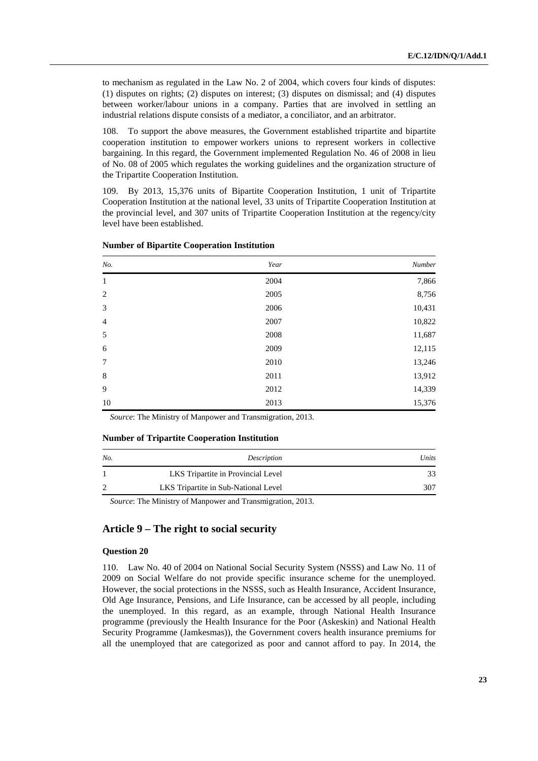to mechanism as regulated in the Law No. 2 of 2004, which covers four kinds of disputes: (1) disputes on rights; (2) disputes on interest; (3) disputes on dismissal; and (4) disputes between worker/labour unions in a company. Parties that are involved in settling an industrial relations dispute consists of a mediator, a conciliator, and an arbitrator.

108. To support the above measures, the Government established tripartite and bipartite cooperation institution to empower workers unions to represent workers in collective bargaining. In this regard, the Government implemented Regulation No. 46 of 2008 in lieu of No. 08 of 2005 which regulates the working guidelines and the organization structure of the Tripartite Cooperation Institution.

109. By 2013, 15,376 units of Bipartite Cooperation Institution, 1 unit of Tripartite Cooperation Institution at the national level, 33 units of Tripartite Cooperation Institution at the provincial level, and 307 units of Tripartite Cooperation Institution at the regency/city level have been established.

**Number of Bipartite Cooperation Institution**

| *No.* | *Year* | *Number* |
|---|---|---|
| 1 | 2004 | 7,866 |
| 2 | 2005 | 8,756 |
| 3 | 2006 | 10,431 |
| 4 | 2007 | 10,822 |
| 5 | 2008 | 11,687 |
| 6 | 2009 | 12,115 |
| 7 | 2010 | 13,246 |
| 8 | 2011 | 13,912 |
| 9 | 2012 | 14,339 |
| 10 | 2013 | 15,376 |

*Source*: The Ministry of Manpower and Transmigration, 2013.

**Number of Tripartite Cooperation Institution**

| *No.* | *Description* | *Units* |
|---|---|---|
| 1 | LKS Tripartite in Provincial Level | 33 |
| 2 | LKS Tripartite in Sub-National Level | 307 |

*Source*: The Ministry of Manpower and Transmigration, 2013.

## Article 9 – The right to social security

### Question 20

110. Law No. 40 of 2004 on National Social Security System (NSSS) and Law No. 11 of 2009 on Social Welfare do not provide specific insurance scheme for the unemployed. However, the social protections in the NSSS, such as Health Insurance, Accident Insurance, Old Age Insurance, Pensions, and Life Insurance, can be accessed by all people, including the unemployed. In this regard, as an example, through National Health Insurance programme (previously the Health Insurance for the Poor (Askeskin) and National Health Security Programme (Jamkesmas)), the Government covers health insurance premiums for all the unemployed that are categorized as poor and cannot afford to pay. In 2014, the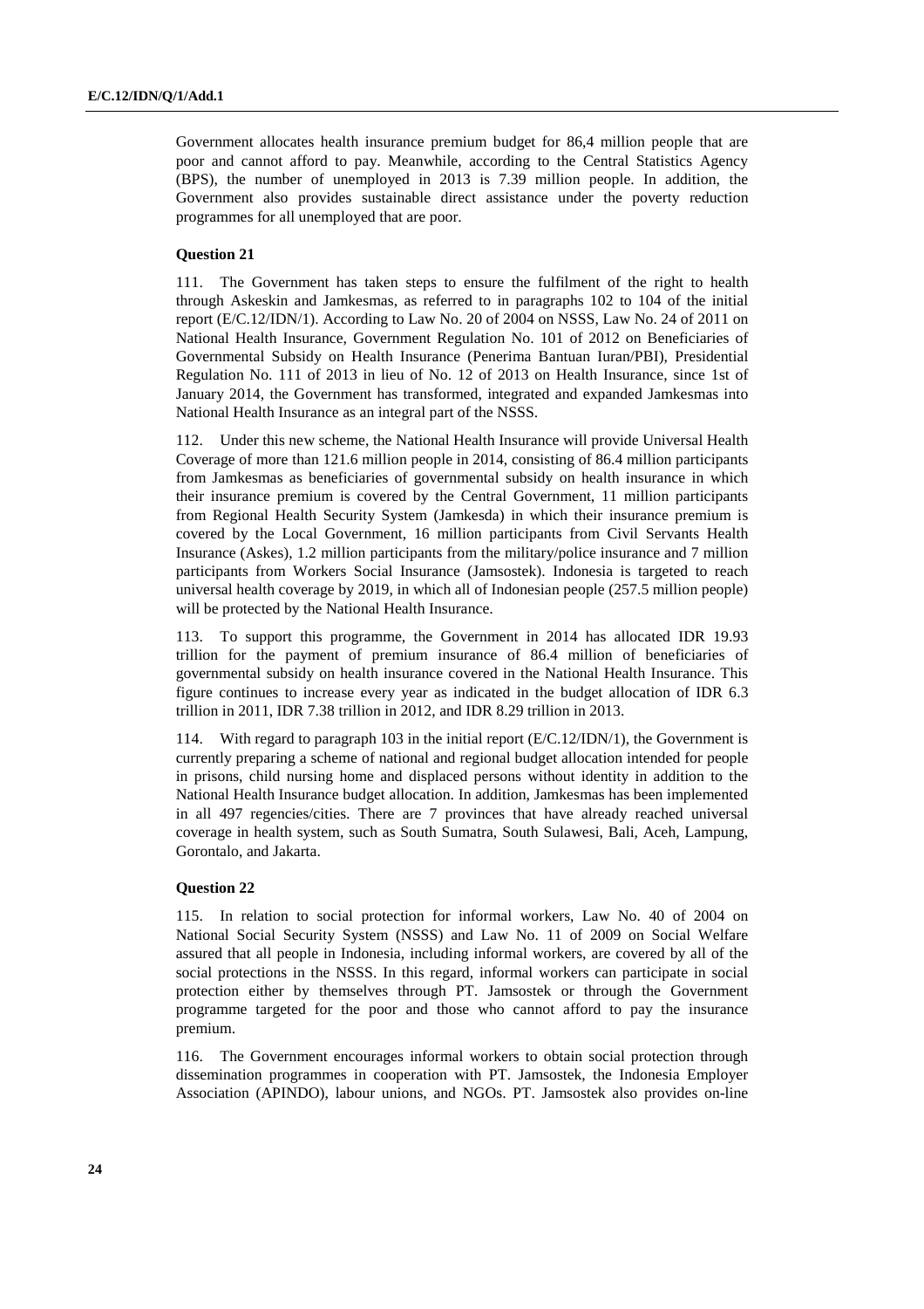Government allocates health insurance premium budget for 86,4 million people that are poor and cannot afford to pay. Meanwhile, according to the Central Statistics Agency (BPS), the number of unemployed in 2013 is 7.39 million people. In addition, the Government also provides sustainable direct assistance under the poverty reduction programmes for all unemployed that are poor.

#### Question 21

111. The Government has taken steps to ensure the fulfilment of the right to health through Askeskin and Jamkesmas, as referred to in paragraphs 102 to 104 of the initial report (E/C.12/IDN/1). According to Law No. 20 of 2004 on NSSS, Law No. 24 of 2011 on National Health Insurance, Government Regulation No. 101 of 2012 on Beneficiaries of Governmental Subsidy on Health Insurance (Penerima Bantuan Iuran/PBI), Presidential Regulation No. 111 of 2013 in lieu of No. 12 of 2013 on Health Insurance, since 1st of January 2014, the Government has transformed, integrated and expanded Jamkesmas into National Health Insurance as an integral part of the NSSS.

112. Under this new scheme, the National Health Insurance will provide Universal Health Coverage of more than 121.6 million people in 2014, consisting of 86.4 million participants from Jamkesmas as beneficiaries of governmental subsidy on health insurance in which their insurance premium is covered by the Central Government, 11 million participants from Regional Health Security System (Jamkesda) in which their insurance premium is covered by the Local Government, 16 million participants from Civil Servants Health Insurance (Askes), 1.2 million participants from the military/police insurance and 7 million participants from Workers Social Insurance (Jamsostek). Indonesia is targeted to reach universal health coverage by 2019, in which all of Indonesian people (257.5 million people) will be protected by the National Health Insurance.

113. To support this programme, the Government in 2014 has allocated IDR 19.93 trillion for the payment of premium insurance of 86.4 million of beneficiaries of governmental subsidy on health insurance covered in the National Health Insurance. This figure continues to increase every year as indicated in the budget allocation of IDR 6.3 trillion in 2011, IDR 7.38 trillion in 2012, and IDR 8.29 trillion in 2013.

114. With regard to paragraph 103 in the initial report (E/C.12/IDN/1), the Government is currently preparing a scheme of national and regional budget allocation intended for people in prisons, child nursing home and displaced persons without identity in addition to the National Health Insurance budget allocation. In addition, Jamkesmas has been implemented in all 497 regencies/cities. There are 7 provinces that have already reached universal coverage in health system, such as South Sumatra, South Sulawesi, Bali, Aceh, Lampung, Gorontalo, and Jakarta.

#### Question 22

115. In relation to social protection for informal workers, Law No. 40 of 2004 on National Social Security System (NSSS) and Law No. 11 of 2009 on Social Welfare assured that all people in Indonesia, including informal workers, are covered by all of the social protections in the NSSS. In this regard, informal workers can participate in social protection either by themselves through PT. Jamsostek or through the Government programme targeted for the poor and those who cannot afford to pay the insurance premium.

116. The Government encourages informal workers to obtain social protection through dissemination programmes in cooperation with PT. Jamsostek, the Indonesia Employer Association (APINDO), labour unions, and NGOs. PT. Jamsostek also provides on-line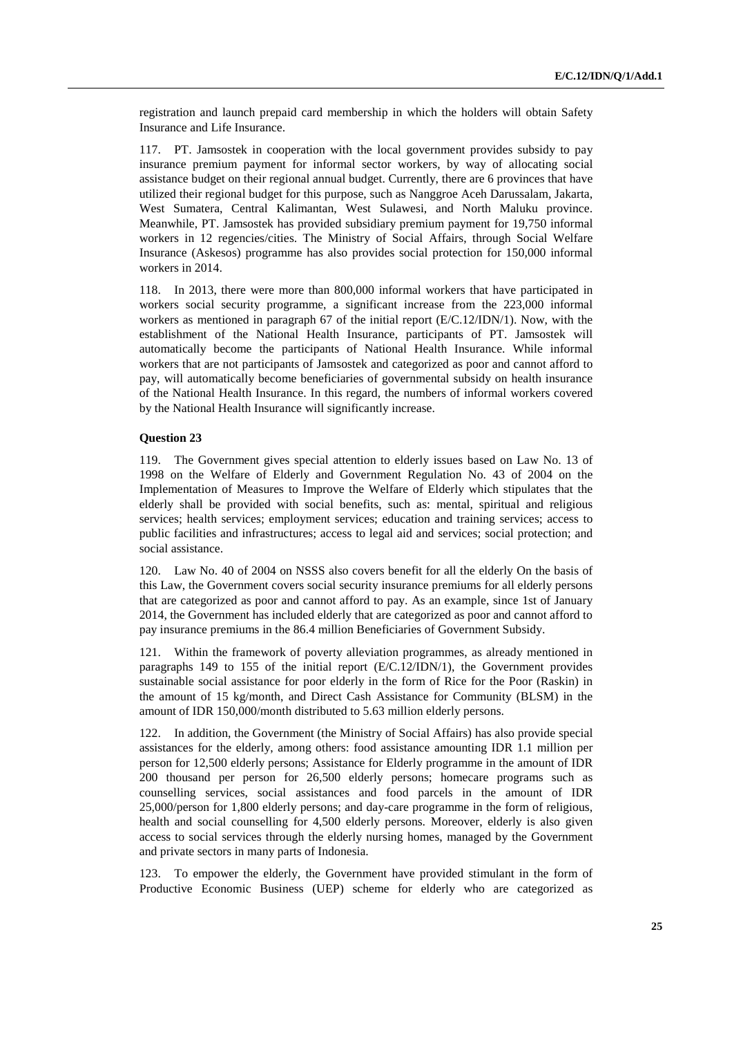registration and launch prepaid card membership in which the holders will obtain Safety Insurance and Life Insurance.

117. PT. Jamsostek in cooperation with the local government provides subsidy to pay insurance premium payment for informal sector workers, by way of allocating social assistance budget on their regional annual budget. Currently, there are 6 provinces that have utilized their regional budget for this purpose, such as Nanggroe Aceh Darussalam, Jakarta, West Sumatera, Central Kalimantan, West Sulawesi, and North Maluku province. Meanwhile, PT. Jamsostek has provided subsidiary premium payment for 19,750 informal workers in 12 regencies/cities. The Ministry of Social Affairs, through Social Welfare Insurance (Askesos) programme has also provides social protection for 150,000 informal workers in 2014.

118. In 2013, there were more than 800,000 informal workers that have participated in workers social security programme, a significant increase from the 223,000 informal workers as mentioned in paragraph 67 of the initial report (E/C.12/IDN/1). Now, with the establishment of the National Health Insurance, participants of PT. Jamsostek will automatically become the participants of National Health Insurance. While informal workers that are not participants of Jamsostek and categorized as poor and cannot afford to pay, will automatically become beneficiaries of governmental subsidy on health insurance of the National Health Insurance. In this regard, the numbers of informal workers covered by the National Health Insurance will significantly increase.

**Question 23**

119. The Government gives special attention to elderly issues based on Law No. 13 of 1998 on the Welfare of Elderly and Government Regulation No. 43 of 2004 on the Implementation of Measures to Improve the Welfare of Elderly which stipulates that the elderly shall be provided with social benefits, such as: mental, spiritual and religious services; health services; employment services; education and training services; access to public facilities and infrastructures; access to legal aid and services; social protection; and social assistance.

120. Law No. 40 of 2004 on NSSS also covers benefit for all the elderly On the basis of this Law, the Government covers social security insurance premiums for all elderly persons that are categorized as poor and cannot afford to pay. As an example, since 1st of January 2014, the Government has included elderly that are categorized as poor and cannot afford to pay insurance premiums in the 86.4 million Beneficiaries of Government Subsidy.

121. Within the framework of poverty alleviation programmes, as already mentioned in paragraphs 149 to 155 of the initial report (E/C.12/IDN/1), the Government provides sustainable social assistance for poor elderly in the form of Rice for the Poor (Raskin) in the amount of 15 kg/month, and Direct Cash Assistance for Community (BLSM) in the amount of IDR 150,000/month distributed to 5.63 million elderly persons.

122. In addition, the Government (the Ministry of Social Affairs) has also provide special assistances for the elderly, among others: food assistance amounting IDR 1.1 million per person for 12,500 elderly persons; Assistance for Elderly programme in the amount of IDR 200 thousand per person for 26,500 elderly persons; homecare programs such as counselling services, social assistances and food parcels in the amount of IDR 25,000/person for 1,800 elderly persons; and day-care programme in the form of religious, health and social counselling for 4,500 elderly persons. Moreover, elderly is also given access to social services through the elderly nursing homes, managed by the Government and private sectors in many parts of Indonesia.

123. To empower the elderly, the Government have provided stimulant in the form of Productive Economic Business (UEP) scheme for elderly who are categorized as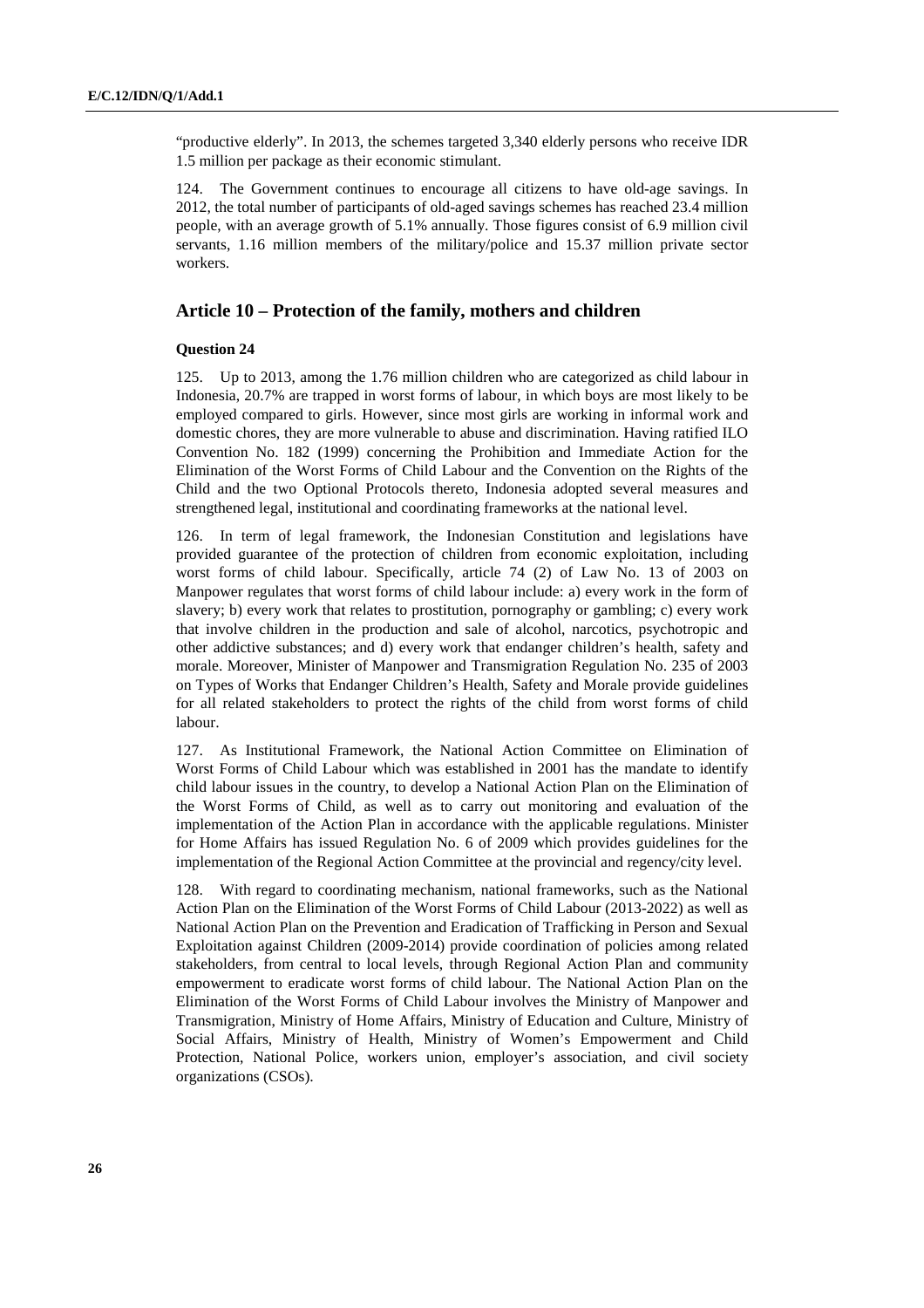"productive elderly". In 2013, the schemes targeted 3,340 elderly persons who receive IDR 1.5 million per package as their economic stimulant.

124. The Government continues to encourage all citizens to have old-age savings. In 2012, the total number of participants of old-aged savings schemes has reached 23.4 million people, with an average growth of 5.1% annually. Those figures consist of 6.9 million civil servants, 1.16 million members of the military/police and 15.37 million private sector workers.

## Article 10 – Protection of the family, mothers and children

### Question 24

125. Up to 2013, among the 1.76 million children who are categorized as child labour in Indonesia, 20.7% are trapped in worst forms of labour, in which boys are most likely to be employed compared to girls. However, since most girls are working in informal work and domestic chores, they are more vulnerable to abuse and discrimination. Having ratified ILO Convention No. 182 (1999) concerning the Prohibition and Immediate Action for the Elimination of the Worst Forms of Child Labour and the Convention on the Rights of the Child and the two Optional Protocols thereto, Indonesia adopted several measures and strengthened legal, institutional and coordinating frameworks at the national level.

126. In term of legal framework, the Indonesian Constitution and legislations have provided guarantee of the protection of children from economic exploitation, including worst forms of child labour. Specifically, article 74 (2) of Law No. 13 of 2003 on Manpower regulates that worst forms of child labour include: a) every work in the form of slavery; b) every work that relates to prostitution, pornography or gambling; c) every work that involve children in the production and sale of alcohol, narcotics, psychotropic and other addictive substances; and d) every work that endanger children's health, safety and morale. Moreover, Minister of Manpower and Transmigration Regulation No. 235 of 2003 on Types of Works that Endanger Children's Health, Safety and Morale provide guidelines for all related stakeholders to protect the rights of the child from worst forms of child labour.

127. As Institutional Framework, the National Action Committee on Elimination of Worst Forms of Child Labour which was established in 2001 has the mandate to identify child labour issues in the country, to develop a National Action Plan on the Elimination of the Worst Forms of Child, as well as to carry out monitoring and evaluation of the implementation of the Action Plan in accordance with the applicable regulations. Minister for Home Affairs has issued Regulation No. 6 of 2009 which provides guidelines for the implementation of the Regional Action Committee at the provincial and regency/city level.

128. With regard to coordinating mechanism, national frameworks, such as the National Action Plan on the Elimination of the Worst Forms of Child Labour (2013-2022) as well as National Action Plan on the Prevention and Eradication of Trafficking in Person and Sexual Exploitation against Children (2009-2014) provide coordination of policies among related stakeholders, from central to local levels, through Regional Action Plan and community empowerment to eradicate worst forms of child labour. The National Action Plan on the Elimination of the Worst Forms of Child Labour involves the Ministry of Manpower and Transmigration, Ministry of Home Affairs, Ministry of Education and Culture, Ministry of Social Affairs, Ministry of Health, Ministry of Women's Empowerment and Child Protection, National Police, workers union, employer's association, and civil society organizations (CSOs).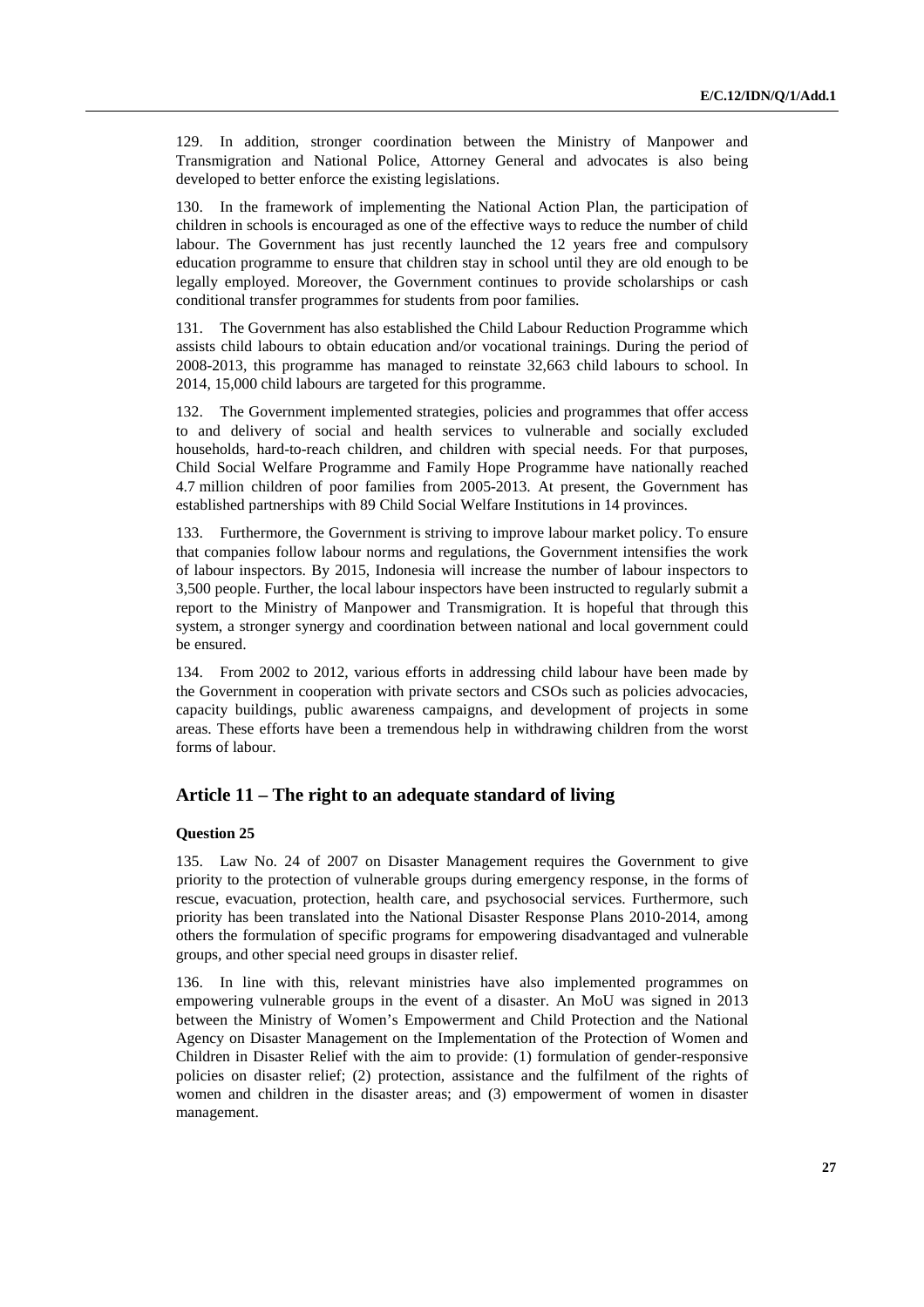129. In addition, stronger coordination between the Ministry of Manpower and Transmigration and National Police, Attorney General and advocates is also being developed to better enforce the existing legislations.

130. In the framework of implementing the National Action Plan, the participation of children in schools is encouraged as one of the effective ways to reduce the number of child labour. The Government has just recently launched the 12 years free and compulsory education programme to ensure that children stay in school until they are old enough to be legally employed. Moreover, the Government continues to provide scholarships or cash conditional transfer programmes for students from poor families.

131. The Government has also established the Child Labour Reduction Programme which assists child labours to obtain education and/or vocational trainings. During the period of 2008-2013, this programme has managed to reinstate 32,663 child labours to school. In 2014, 15,000 child labours are targeted for this programme.

132. The Government implemented strategies, policies and programmes that offer access to and delivery of social and health services to vulnerable and socially excluded households, hard-to-reach children, and children with special needs. For that purposes, Child Social Welfare Programme and Family Hope Programme have nationally reached 4.7 million children of poor families from 2005-2013. At present, the Government has established partnerships with 89 Child Social Welfare Institutions in 14 provinces.

133. Furthermore, the Government is striving to improve labour market policy. To ensure that companies follow labour norms and regulations, the Government intensifies the work of labour inspectors. By 2015, Indonesia will increase the number of labour inspectors to 3,500 people. Further, the local labour inspectors have been instructed to regularly submit a report to the Ministry of Manpower and Transmigration. It is hopeful that through this system, a stronger synergy and coordination between national and local government could be ensured.

134. From 2002 to 2012, various efforts in addressing child labour have been made by the Government in cooperation with private sectors and CSOs such as policies advocacies, capacity buildings, public awareness campaigns, and development of projects in some areas. These efforts have been a tremendous help in withdrawing children from the worst forms of labour.

## Article 11 – The right to an adequate standard of living

### Question 25

135. Law No. 24 of 2007 on Disaster Management requires the Government to give priority to the protection of vulnerable groups during emergency response, in the forms of rescue, evacuation, protection, health care, and psychosocial services. Furthermore, such priority has been translated into the National Disaster Response Plans 2010-2014, among others the formulation of specific programs for empowering disadvantaged and vulnerable groups, and other special need groups in disaster relief.

136. In line with this, relevant ministries have also implemented programmes on empowering vulnerable groups in the event of a disaster. An MoU was signed in 2013 between the Ministry of Women's Empowerment and Child Protection and the National Agency on Disaster Management on the Implementation of the Protection of Women and Children in Disaster Relief with the aim to provide: (1) formulation of gender-responsive policies on disaster relief; (2) protection, assistance and the fulfilment of the rights of women and children in the disaster areas; and (3) empowerment of women in disaster management.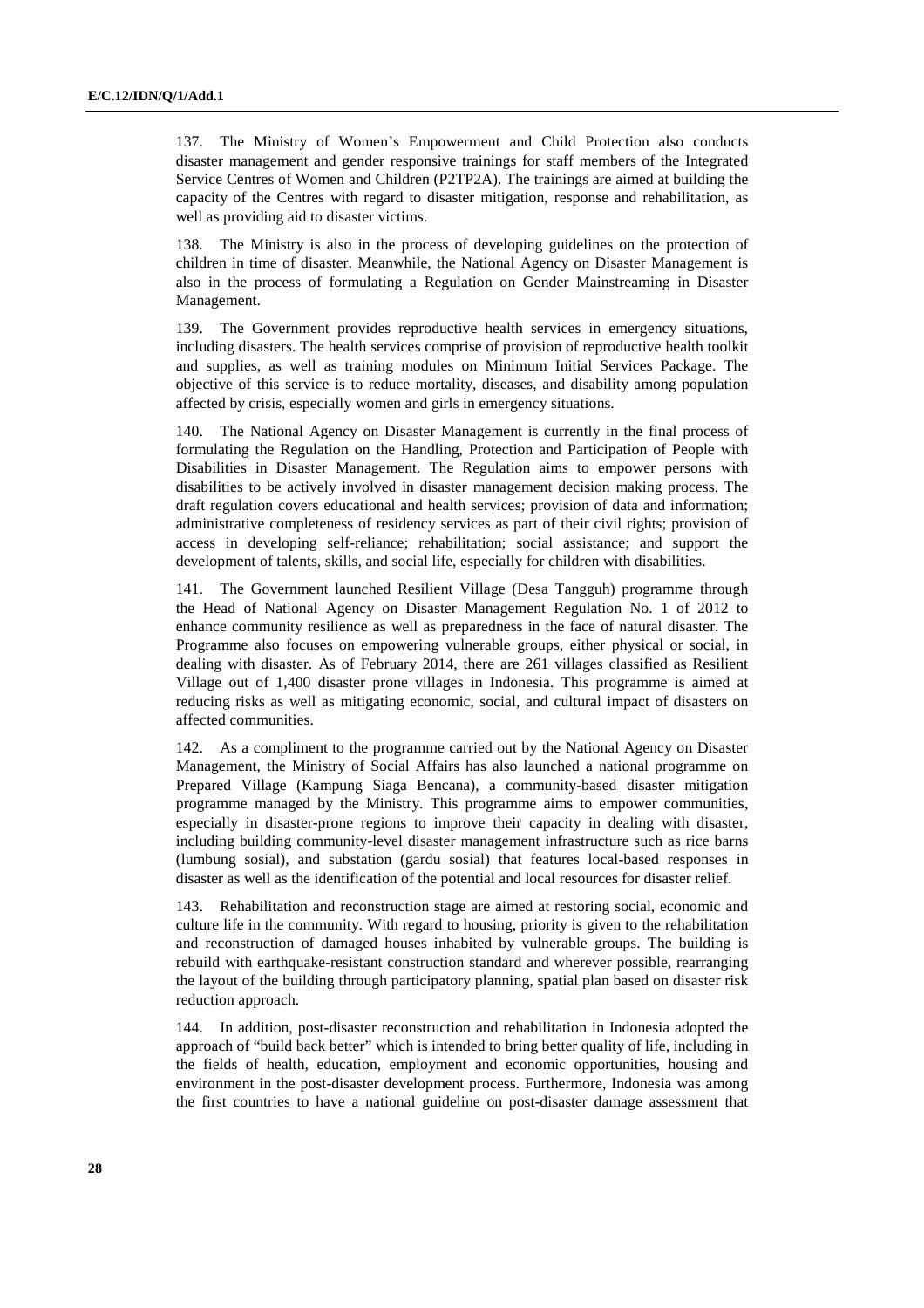137. The Ministry of Women's Empowerment and Child Protection also conducts disaster management and gender responsive trainings for staff members of the Integrated Service Centres of Women and Children (P2TP2A). The trainings are aimed at building the capacity of the Centres with regard to disaster mitigation, response and rehabilitation, as well as providing aid to disaster victims.

138. The Ministry is also in the process of developing guidelines on the protection of children in time of disaster. Meanwhile, the National Agency on Disaster Management is also in the process of formulating a Regulation on Gender Mainstreaming in Disaster Management.

139. The Government provides reproductive health services in emergency situations, including disasters. The health services comprise of provision of reproductive health toolkit and supplies, as well as training modules on Minimum Initial Services Package. The objective of this service is to reduce mortality, diseases, and disability among population affected by crisis, especially women and girls in emergency situations.

140. The National Agency on Disaster Management is currently in the final process of formulating the Regulation on the Handling, Protection and Participation of People with Disabilities in Disaster Management. The Regulation aims to empower persons with disabilities to be actively involved in disaster management decision making process. The draft regulation covers educational and health services; provision of data and information; administrative completeness of residency services as part of their civil rights; provision of access in developing self-reliance; rehabilitation; social assistance; and support the development of talents, skills, and social life, especially for children with disabilities.

141. The Government launched Resilient Village (Desa Tangguh) programme through the Head of National Agency on Disaster Management Regulation No. 1 of 2012 to enhance community resilience as well as preparedness in the face of natural disaster. The Programme also focuses on empowering vulnerable groups, either physical or social, in dealing with disaster. As of February 2014, there are 261 villages classified as Resilient Village out of 1,400 disaster prone villages in Indonesia. This programme is aimed at reducing risks as well as mitigating economic, social, and cultural impact of disasters on affected communities.

142. As a compliment to the programme carried out by the National Agency on Disaster Management, the Ministry of Social Affairs has also launched a national programme on Prepared Village (Kampung Siaga Bencana), a community-based disaster mitigation programme managed by the Ministry. This programme aims to empower communities, especially in disaster-prone regions to improve their capacity in dealing with disaster, including building community-level disaster management infrastructure such as rice barns (lumbung sosial), and substation (gardu sosial) that features local-based responses in disaster as well as the identification of the potential and local resources for disaster relief.

143. Rehabilitation and reconstruction stage are aimed at restoring social, economic and culture life in the community. With regard to housing, priority is given to the rehabilitation and reconstruction of damaged houses inhabited by vulnerable groups. The building is rebuild with earthquake-resistant construction standard and wherever possible, rearranging the layout of the building through participatory planning, spatial plan based on disaster risk reduction approach.

144. In addition, post-disaster reconstruction and rehabilitation in Indonesia adopted the approach of "build back better" which is intended to bring better quality of life, including in the fields of health, education, employment and economic opportunities, housing and environment in the post-disaster development process. Furthermore, Indonesia was among the first countries to have a national guideline on post-disaster damage assessment that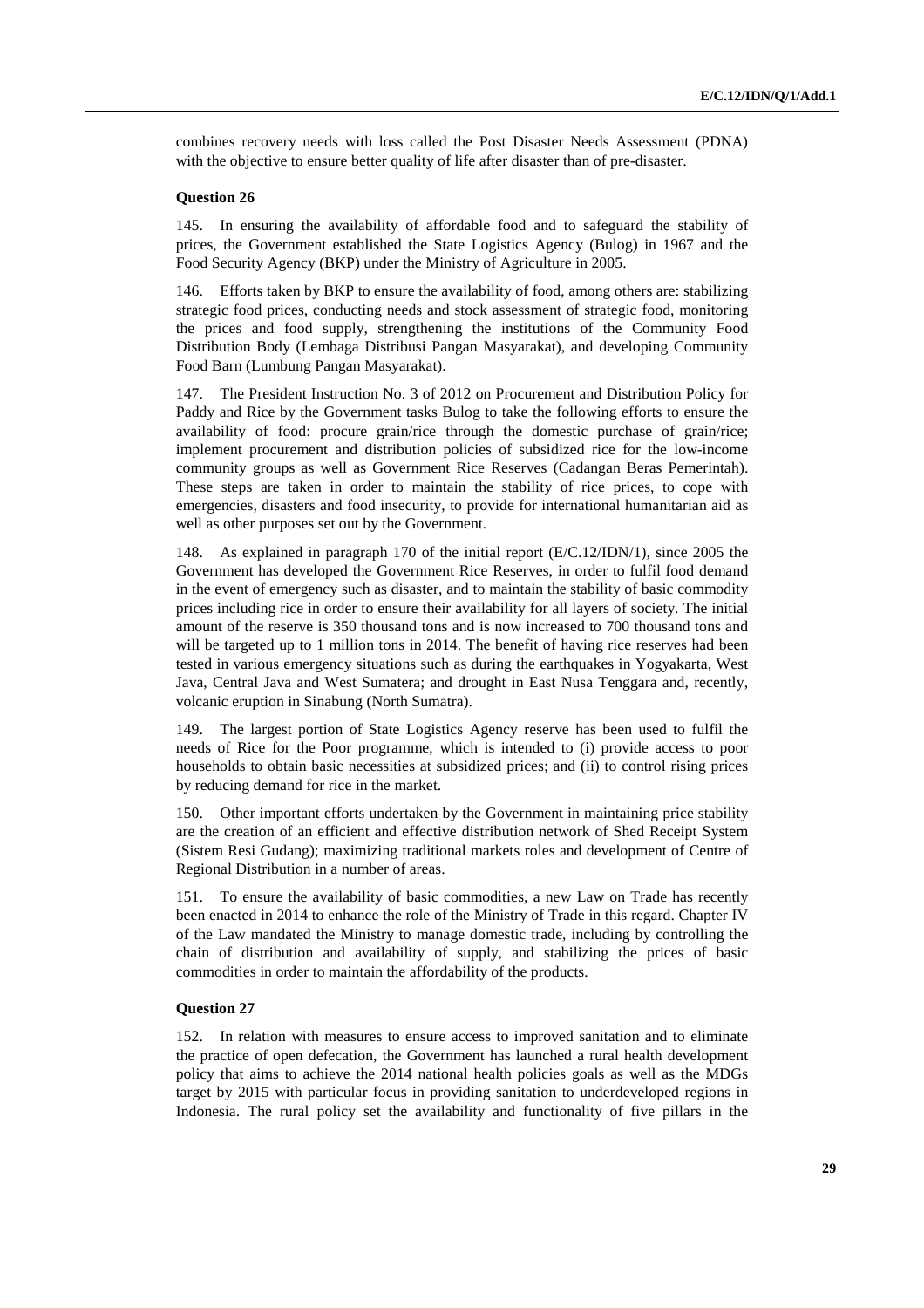combines recovery needs with loss called the Post Disaster Needs Assessment (PDNA) with the objective to ensure better quality of life after disaster than of pre-disaster.

**Question 26**

145. In ensuring the availability of affordable food and to safeguard the stability of prices, the Government established the State Logistics Agency (Bulog) in 1967 and the Food Security Agency (BKP) under the Ministry of Agriculture in 2005.

146. Efforts taken by BKP to ensure the availability of food, among others are: stabilizing strategic food prices, conducting needs and stock assessment of strategic food, monitoring the prices and food supply, strengthening the institutions of the Community Food Distribution Body (Lembaga Distribusi Pangan Masyarakat), and developing Community Food Barn (Lumbung Pangan Masyarakat).

147. The President Instruction No. 3 of 2012 on Procurement and Distribution Policy for Paddy and Rice by the Government tasks Bulog to take the following efforts to ensure the availability of food: procure grain/rice through the domestic purchase of grain/rice; implement procurement and distribution policies of subsidized rice for the low-income community groups as well as Government Rice Reserves (Cadangan Beras Pemerintah). These steps are taken in order to maintain the stability of rice prices, to cope with emergencies, disasters and food insecurity, to provide for international humanitarian aid as well as other purposes set out by the Government.

148. As explained in paragraph 170 of the initial report (E/C.12/IDN/1), since 2005 the Government has developed the Government Rice Reserves, in order to fulfil food demand in the event of emergency such as disaster, and to maintain the stability of basic commodity prices including rice in order to ensure their availability for all layers of society. The initial amount of the reserve is 350 thousand tons and is now increased to 700 thousand tons and will be targeted up to 1 million tons in 2014. The benefit of having rice reserves had been tested in various emergency situations such as during the earthquakes in Yogyakarta, West Java, Central Java and West Sumatera; and drought in East Nusa Tenggara and, recently, volcanic eruption in Sinabung (North Sumatra).

149. The largest portion of State Logistics Agency reserve has been used to fulfil the needs of Rice for the Poor programme, which is intended to (i) provide access to poor households to obtain basic necessities at subsidized prices; and (ii) to control rising prices by reducing demand for rice in the market.

150. Other important efforts undertaken by the Government in maintaining price stability are the creation of an efficient and effective distribution network of Shed Receipt System (Sistem Resi Gudang); maximizing traditional markets roles and development of Centre of Regional Distribution in a number of areas.

151. To ensure the availability of basic commodities, a new Law on Trade has recently been enacted in 2014 to enhance the role of the Ministry of Trade in this regard. Chapter IV of the Law mandated the Ministry to manage domestic trade, including by controlling the chain of distribution and availability of supply, and stabilizing the prices of basic commodities in order to maintain the affordability of the products.

**Question 27**

152. In relation with measures to ensure access to improved sanitation and to eliminate the practice of open defecation, the Government has launched a rural health development policy that aims to achieve the 2014 national health policies goals as well as the MDGs target by 2015 with particular focus in providing sanitation to underdeveloped regions in Indonesia. The rural policy set the availability and functionality of five pillars in the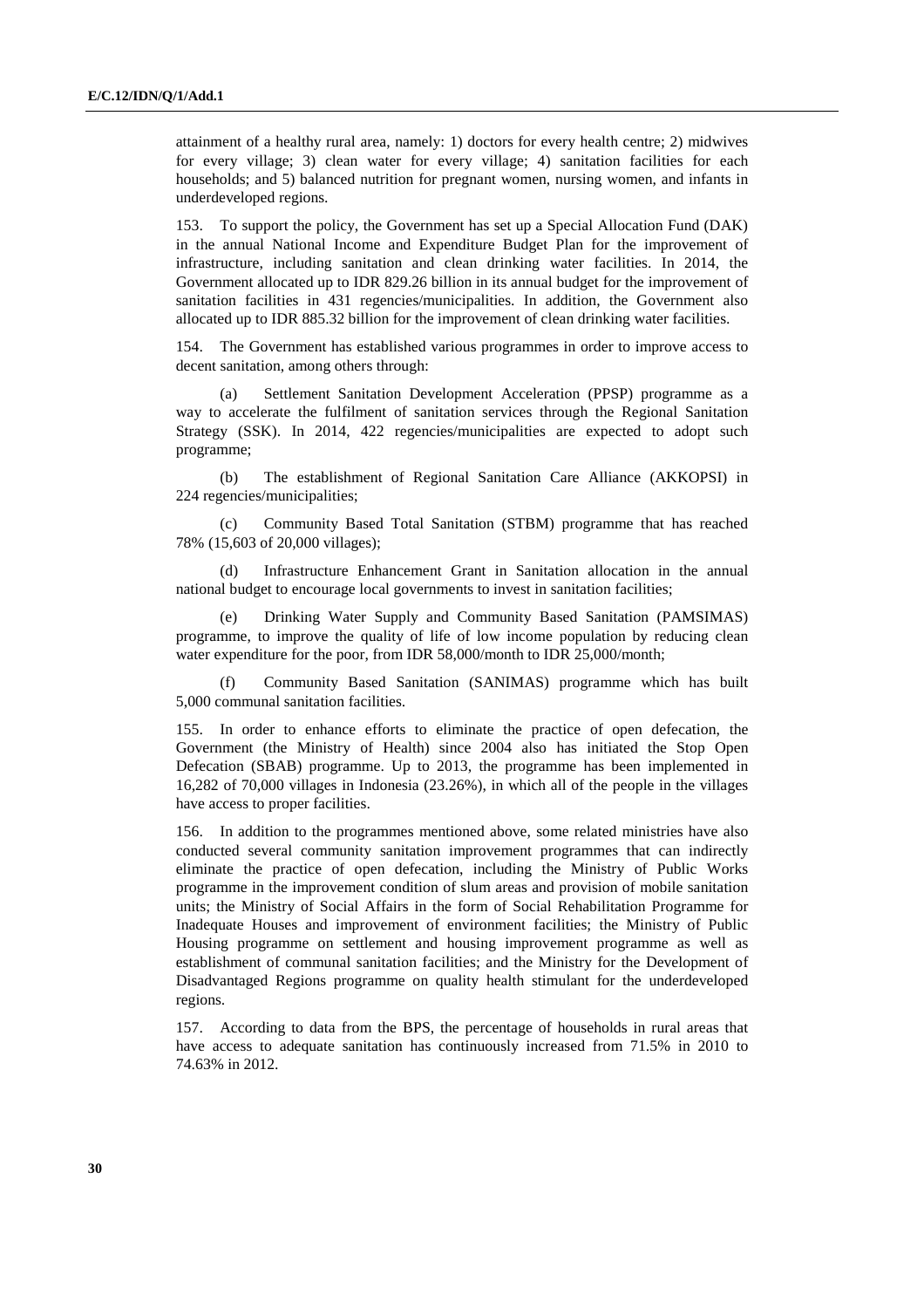attainment of a healthy rural area, namely: 1) doctors for every health centre; 2) midwives for every village; 3) clean water for every village; 4) sanitation facilities for each households; and 5) balanced nutrition for pregnant women, nursing women, and infants in underdeveloped regions.

153. To support the policy, the Government has set up a Special Allocation Fund (DAK) in the annual National Income and Expenditure Budget Plan for the improvement of infrastructure, including sanitation and clean drinking water facilities. In 2014, the Government allocated up to IDR 829.26 billion in its annual budget for the improvement of sanitation facilities in 431 regencies/municipalities. In addition, the Government also allocated up to IDR 885.32 billion for the improvement of clean drinking water facilities.

154. The Government has established various programmes in order to improve access to decent sanitation, among others through:

(a) Settlement Sanitation Development Acceleration (PPSP) programme as a way to accelerate the fulfilment of sanitation services through the Regional Sanitation Strategy (SSK). In 2014, 422 regencies/municipalities are expected to adopt such programme;

(b) The establishment of Regional Sanitation Care Alliance (AKKOPSI) in 224 regencies/municipalities;

(c) Community Based Total Sanitation (STBM) programme that has reached 78% (15,603 of 20,000 villages);

(d) Infrastructure Enhancement Grant in Sanitation allocation in the annual national budget to encourage local governments to invest in sanitation facilities;

(e) Drinking Water Supply and Community Based Sanitation (PAMSIMAS) programme, to improve the quality of life of low income population by reducing clean water expenditure for the poor, from IDR 58,000/month to IDR 25,000/month;

(f) Community Based Sanitation (SANIMAS) programme which has built 5,000 communal sanitation facilities.

155. In order to enhance efforts to eliminate the practice of open defecation, the Government (the Ministry of Health) since 2004 also has initiated the Stop Open Defecation (SBAB) programme. Up to 2013, the programme has been implemented in 16,282 of 70,000 villages in Indonesia (23.26%), in which all of the people in the villages have access to proper facilities.

156. In addition to the programmes mentioned above, some related ministries have also conducted several community sanitation improvement programmes that can indirectly eliminate the practice of open defecation, including the Ministry of Public Works programme in the improvement condition of slum areas and provision of mobile sanitation units; the Ministry of Social Affairs in the form of Social Rehabilitation Programme for Inadequate Houses and improvement of environment facilities; the Ministry of Public Housing programme on settlement and housing improvement programme as well as establishment of communal sanitation facilities; and the Ministry for the Development of Disadvantaged Regions programme on quality health stimulant for the underdeveloped regions.

157. According to data from the BPS, the percentage of households in rural areas that have access to adequate sanitation has continuously increased from 71.5% in 2010 to 74.63% in 2012.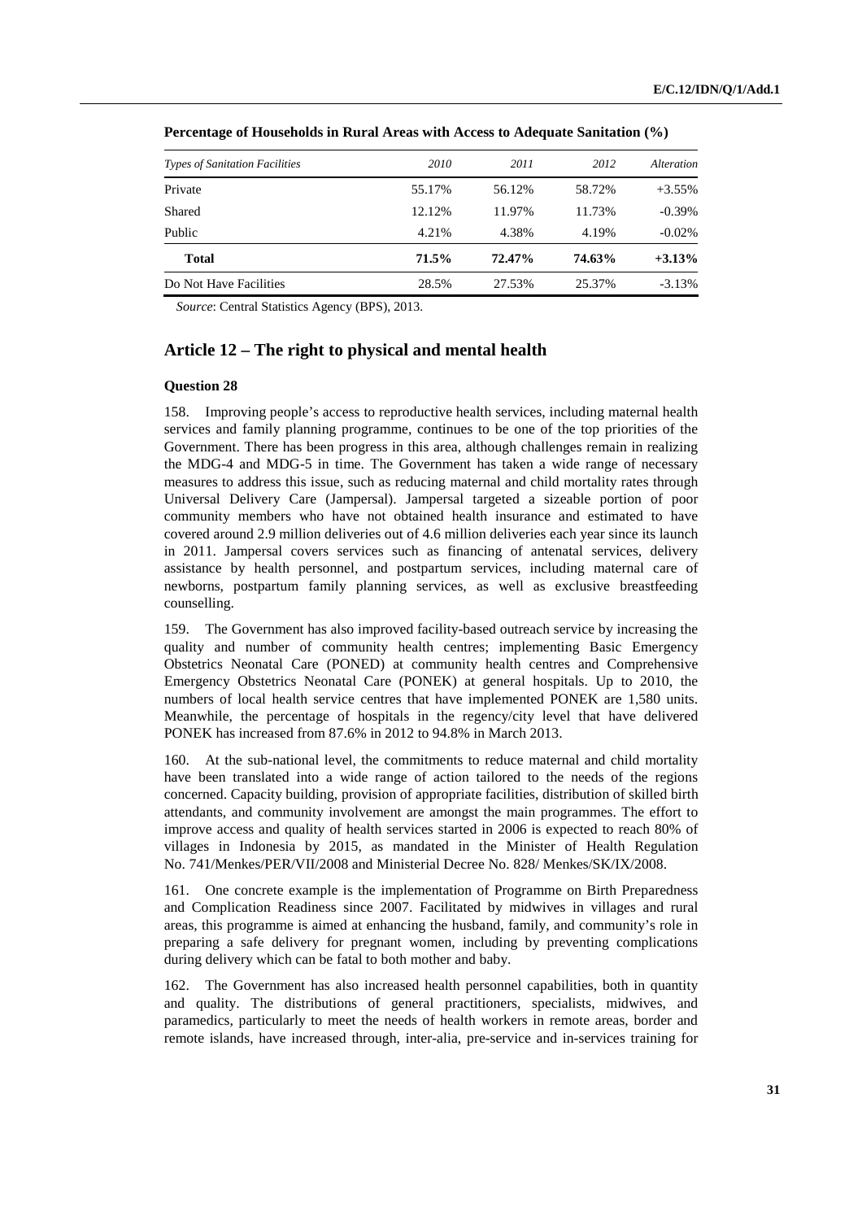**Percentage of Households in Rural Areas with Access to Adequate Sanitation (%)**

| *Types of Sanitation Facilities* | *2010* | *2011* | *2012* | *Alteration* |
|---|---|---|---|---|
| Private | 55.17% | 56.12% | 58.72% | +3.55% |
| Shared | 12.12% | 11.97% | 11.73% | -0.39% |
| Public | 4.21% | 4.38% | 4.19% | -0.02% |
| **Total** | **71.5%** | **72.47%** | **74.63%** | **+3.13%** |
| Do Not Have Facilities | 28.5% | 27.53% | 25.37% | -3.13% |

*Source*: Central Statistics Agency (BPS), 2013.

## Article 12 – The right to physical and mental health

### Question 28

158. Improving people's access to reproductive health services, including maternal health services and family planning programme, continues to be one of the top priorities of the Government. There has been progress in this area, although challenges remain in realizing the MDG-4 and MDG-5 in time. The Government has taken a wide range of necessary measures to address this issue, such as reducing maternal and child mortality rates through Universal Delivery Care (Jampersal). Jampersal targeted a sizeable portion of poor community members who have not obtained health insurance and estimated to have covered around 2.9 million deliveries out of 4.6 million deliveries each year since its launch in 2011. Jampersal covers services such as financing of antenatal services, delivery assistance by health personnel, and postpartum services, including maternal care of newborns, postpartum family planning services, as well as exclusive breastfeeding counselling.

159. The Government has also improved facility-based outreach service by increasing the quality and number of community health centres; implementing Basic Emergency Obstetrics Neonatal Care (PONED) at community health centres and Comprehensive Emergency Obstetrics Neonatal Care (PONEK) at general hospitals. Up to 2010, the numbers of local health service centres that have implemented PONEK are 1,580 units. Meanwhile, the percentage of hospitals in the regency/city level that have delivered PONEK has increased from 87.6% in 2012 to 94.8% in March 2013.

160. At the sub-national level, the commitments to reduce maternal and child mortality have been translated into a wide range of action tailored to the needs of the regions concerned. Capacity building, provision of appropriate facilities, distribution of skilled birth attendants, and community involvement are amongst the main programmes. The effort to improve access and quality of health services started in 2006 is expected to reach 80% of villages in Indonesia by 2015, as mandated in the Minister of Health Regulation No. 741/Menkes/PER/VII/2008 and Ministerial Decree No. 828/ Menkes/SK/IX/2008.

161. One concrete example is the implementation of Programme on Birth Preparedness and Complication Readiness since 2007. Facilitated by midwives in villages and rural areas, this programme is aimed at enhancing the husband, family, and community's role in preparing a safe delivery for pregnant women, including by preventing complications during delivery which can be fatal to both mother and baby.

162. The Government has also increased health personnel capabilities, both in quantity and quality. The distributions of general practitioners, specialists, midwives, and paramedics, particularly to meet the needs of health workers in remote areas, border and remote islands, have increased through, inter-alia, pre-service and in-services training for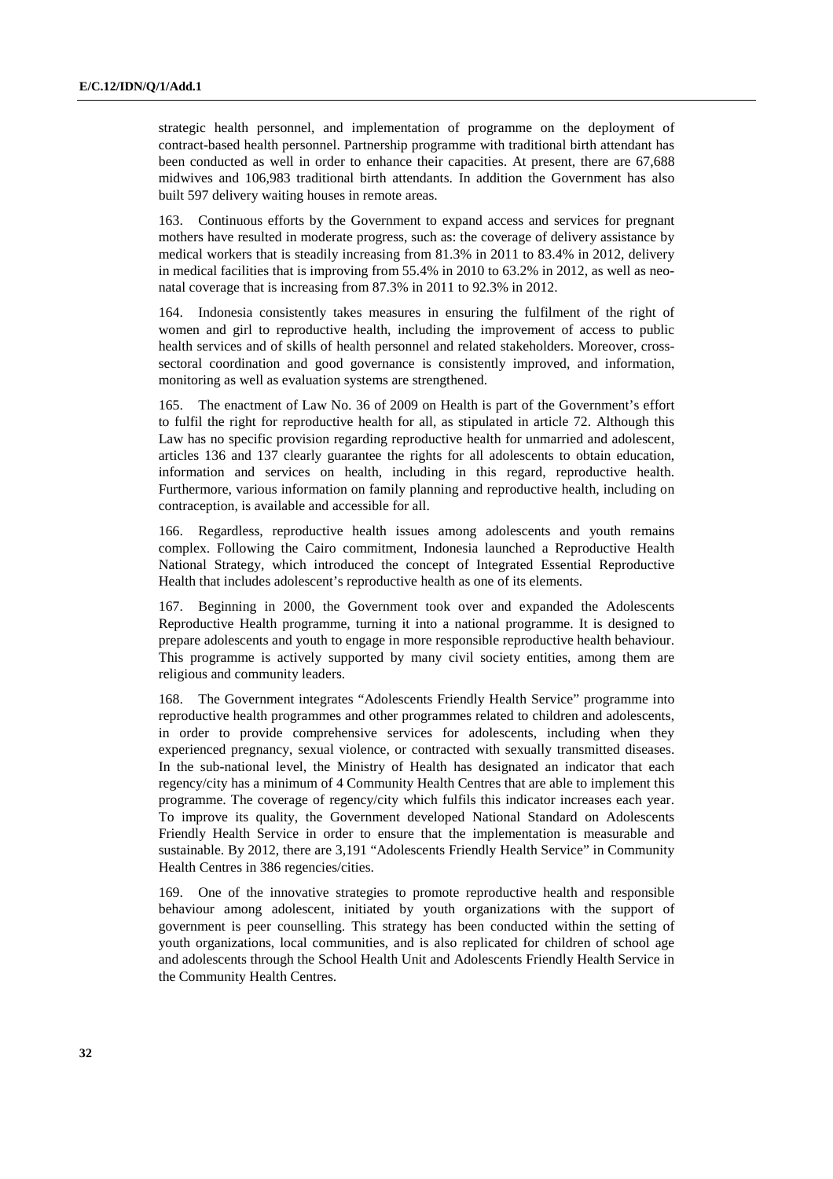strategic health personnel, and implementation of programme on the deployment of contract-based health personnel. Partnership programme with traditional birth attendant has been conducted as well in order to enhance their capacities. At present, there are 67,688 midwives and 106,983 traditional birth attendants. In addition the Government has also built 597 delivery waiting houses in remote areas.

163. Continuous efforts by the Government to expand access and services for pregnant mothers have resulted in moderate progress, such as: the coverage of delivery assistance by medical workers that is steadily increasing from 81.3% in 2011 to 83.4% in 2012, delivery in medical facilities that is improving from 55.4% in 2010 to 63.2% in 2012, as well as neo-natal coverage that is increasing from 87.3% in 2011 to 92.3% in 2012.

164. Indonesia consistently takes measures in ensuring the fulfilment of the right of women and girl to reproductive health, including the improvement of access to public health services and of skills of health personnel and related stakeholders. Moreover, cross-sectoral coordination and good governance is consistently improved, and information, monitoring as well as evaluation systems are strengthened.

165. The enactment of Law No. 36 of 2009 on Health is part of the Government's effort to fulfil the right for reproductive health for all, as stipulated in article 72. Although this Law has no specific provision regarding reproductive health for unmarried and adolescent, articles 136 and 137 clearly guarantee the rights for all adolescents to obtain education, information and services on health, including in this regard, reproductive health. Furthermore, various information on family planning and reproductive health, including on contraception, is available and accessible for all.

166. Regardless, reproductive health issues among adolescents and youth remains complex. Following the Cairo commitment, Indonesia launched a Reproductive Health National Strategy, which introduced the concept of Integrated Essential Reproductive Health that includes adolescent's reproductive health as one of its elements.

167. Beginning in 2000, the Government took over and expanded the Adolescents Reproductive Health programme, turning it into a national programme. It is designed to prepare adolescents and youth to engage in more responsible reproductive health behaviour. This programme is actively supported by many civil society entities, among them are religious and community leaders.

168. The Government integrates "Adolescents Friendly Health Service" programme into reproductive health programmes and other programmes related to children and adolescents, in order to provide comprehensive services for adolescents, including when they experienced pregnancy, sexual violence, or contracted with sexually transmitted diseases. In the sub-national level, the Ministry of Health has designated an indicator that each regency/city has a minimum of 4 Community Health Centres that are able to implement this programme. The coverage of regency/city which fulfils this indicator increases each year. To improve its quality, the Government developed National Standard on Adolescents Friendly Health Service in order to ensure that the implementation is measurable and sustainable. By 2012, there are 3,191 "Adolescents Friendly Health Service" in Community Health Centres in 386 regencies/cities.

169. One of the innovative strategies to promote reproductive health and responsible behaviour among adolescent, initiated by youth organizations with the support of government is peer counselling. This strategy has been conducted within the setting of youth organizations, local communities, and is also replicated for children of school age and adolescents through the School Health Unit and Adolescents Friendly Health Service in the Community Health Centres.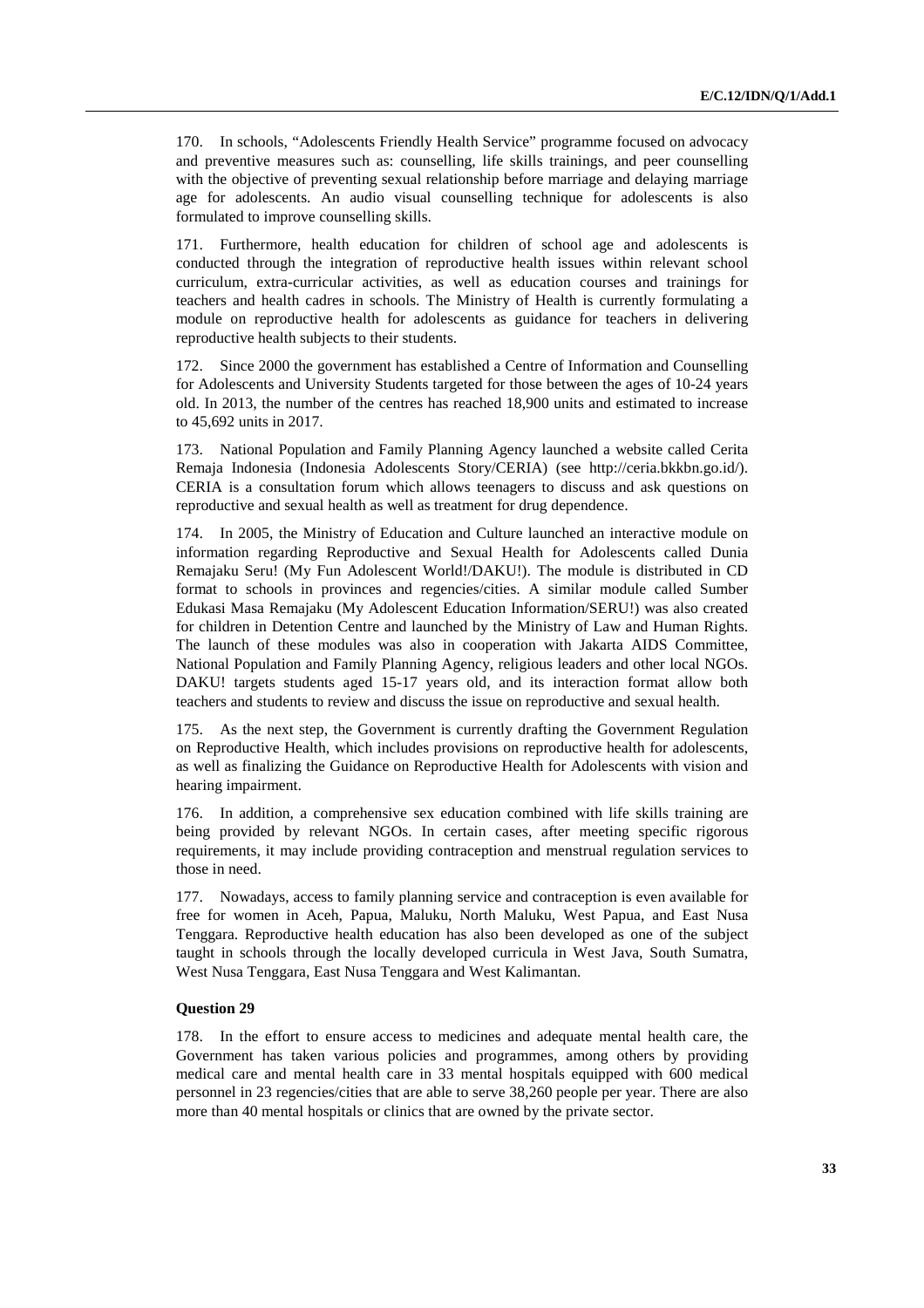170. In schools, "Adolescents Friendly Health Service" programme focused on advocacy and preventive measures such as: counselling, life skills trainings, and peer counselling with the objective of preventing sexual relationship before marriage and delaying marriage age for adolescents. An audio visual counselling technique for adolescents is also formulated to improve counselling skills.

171. Furthermore, health education for children of school age and adolescents is conducted through the integration of reproductive health issues within relevant school curriculum, extra-curricular activities, as well as education courses and trainings for teachers and health cadres in schools. The Ministry of Health is currently formulating a module on reproductive health for adolescents as guidance for teachers in delivering reproductive health subjects to their students.

172. Since 2000 the government has established a Centre of Information and Counselling for Adolescents and University Students targeted for those between the ages of 10-24 years old. In 2013, the number of the centres has reached 18,900 units and estimated to increase to 45,692 units in 2017.

173. National Population and Family Planning Agency launched a website called Cerita Remaja Indonesia (Indonesia Adolescents Story/CERIA) (see http://ceria.bkkbn.go.id/). CERIA is a consultation forum which allows teenagers to discuss and ask questions on reproductive and sexual health as well as treatment for drug dependence.

174. In 2005, the Ministry of Education and Culture launched an interactive module on information regarding Reproductive and Sexual Health for Adolescents called Dunia Remajaku Seru! (My Fun Adolescent World!/DAKU!). The module is distributed in CD format to schools in provinces and regencies/cities. A similar module called Sumber Edukasi Masa Remajaku (My Adolescent Education Information/SERU!) was also created for children in Detention Centre and launched by the Ministry of Law and Human Rights. The launch of these modules was also in cooperation with Jakarta AIDS Committee, National Population and Family Planning Agency, religious leaders and other local NGOs. DAKU! targets students aged 15-17 years old, and its interaction format allow both teachers and students to review and discuss the issue on reproductive and sexual health.

175. As the next step, the Government is currently drafting the Government Regulation on Reproductive Health, which includes provisions on reproductive health for adolescents, as well as finalizing the Guidance on Reproductive Health for Adolescents with vision and hearing impairment.

176. In addition, a comprehensive sex education combined with life skills training are being provided by relevant NGOs. In certain cases, after meeting specific rigorous requirements, it may include providing contraception and menstrual regulation services to those in need.

177. Nowadays, access to family planning service and contraception is even available for free for women in Aceh, Papua, Maluku, North Maluku, West Papua, and East Nusa Tenggara. Reproductive health education has also been developed as one of the subject taught in schools through the locally developed curricula in West Java, South Sumatra, West Nusa Tenggara, East Nusa Tenggara and West Kalimantan.

**Question 29**

178. In the effort to ensure access to medicines and adequate mental health care, the Government has taken various policies and programmes, among others by providing medical care and mental health care in 33 mental hospitals equipped with 600 medical personnel in 23 regencies/cities that are able to serve 38,260 people per year. There are also more than 40 mental hospitals or clinics that are owned by the private sector.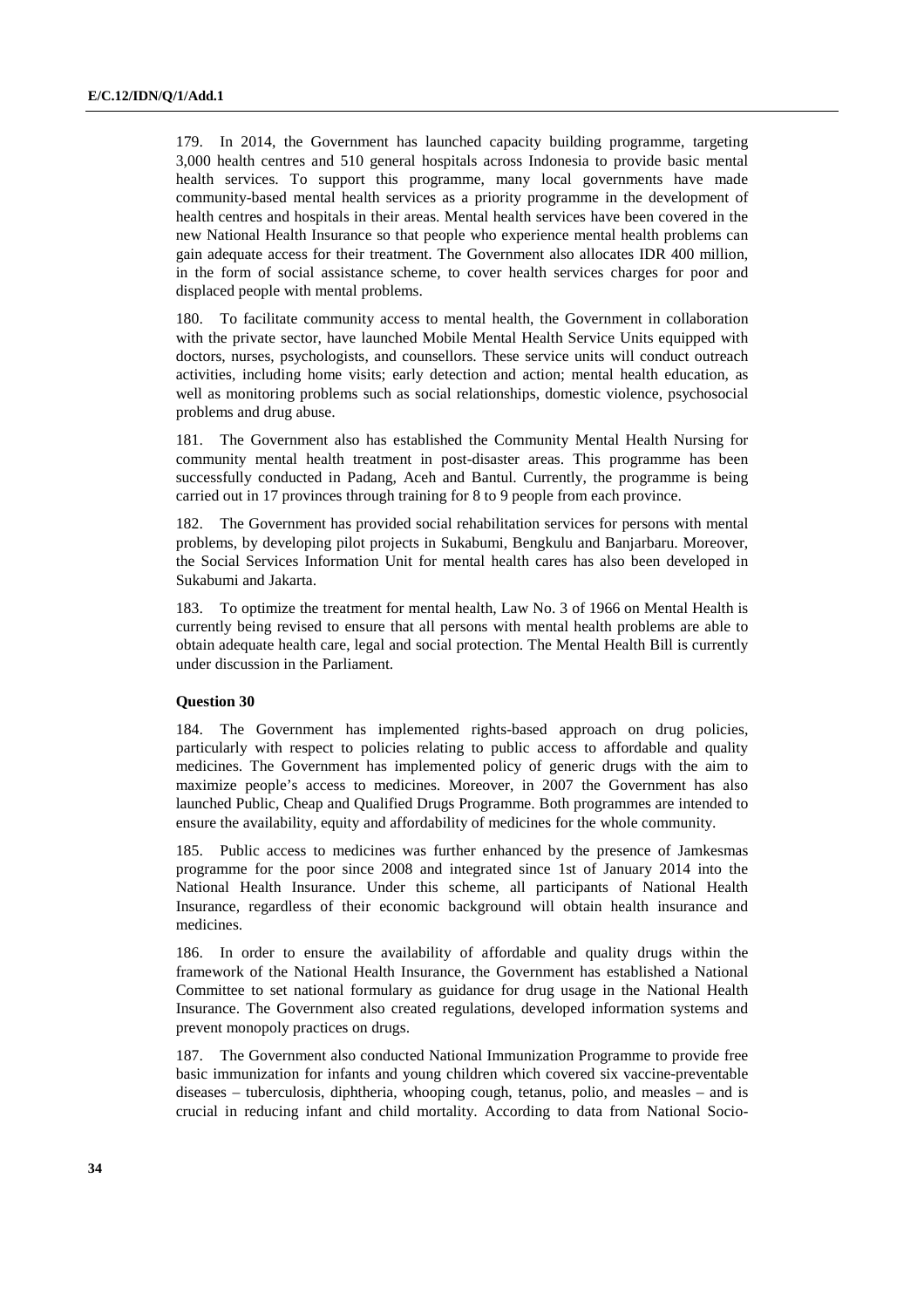179. In 2014, the Government has launched capacity building programme, targeting 3,000 health centres and 510 general hospitals across Indonesia to provide basic mental health services. To support this programme, many local governments have made community-based mental health services as a priority programme in the development of health centres and hospitals in their areas. Mental health services have been covered in the new National Health Insurance so that people who experience mental health problems can gain adequate access for their treatment. The Government also allocates IDR 400 million, in the form of social assistance scheme, to cover health services charges for poor and displaced people with mental problems.

180. To facilitate community access to mental health, the Government in collaboration with the private sector, have launched Mobile Mental Health Service Units equipped with doctors, nurses, psychologists, and counsellors. These service units will conduct outreach activities, including home visits; early detection and action; mental health education, as well as monitoring problems such as social relationships, domestic violence, psychosocial problems and drug abuse.

181. The Government also has established the Community Mental Health Nursing for community mental health treatment in post-disaster areas. This programme has been successfully conducted in Padang, Aceh and Bantul. Currently, the programme is being carried out in 17 provinces through training for 8 to 9 people from each province.

182. The Government has provided social rehabilitation services for persons with mental problems, by developing pilot projects in Sukabumi, Bengkulu and Banjarbaru. Moreover, the Social Services Information Unit for mental health cares has also been developed in Sukabumi and Jakarta.

183. To optimize the treatment for mental health, Law No. 3 of 1966 on Mental Health is currently being revised to ensure that all persons with mental health problems are able to obtain adequate health care, legal and social protection. The Mental Health Bill is currently under discussion in the Parliament.

**Question 30**

184. The Government has implemented rights-based approach on drug policies, particularly with respect to policies relating to public access to affordable and quality medicines. The Government has implemented policy of generic drugs with the aim to maximize people's access to medicines. Moreover, in 2007 the Government has also launched Public, Cheap and Qualified Drugs Programme. Both programmes are intended to ensure the availability, equity and affordability of medicines for the whole community.

185. Public access to medicines was further enhanced by the presence of Jamkesmas programme for the poor since 2008 and integrated since 1st of January 2014 into the National Health Insurance. Under this scheme, all participants of National Health Insurance, regardless of their economic background will obtain health insurance and medicines.

186. In order to ensure the availability of affordable and quality drugs within the framework of the National Health Insurance, the Government has established a National Committee to set national formulary as guidance for drug usage in the National Health Insurance. The Government also created regulations, developed information systems and prevent monopoly practices on drugs.

187. The Government also conducted National Immunization Programme to provide free basic immunization for infants and young children which covered six vaccine-preventable diseases – tuberculosis, diphtheria, whooping cough, tetanus, polio, and measles – and is crucial in reducing infant and child mortality. According to data from National Socio-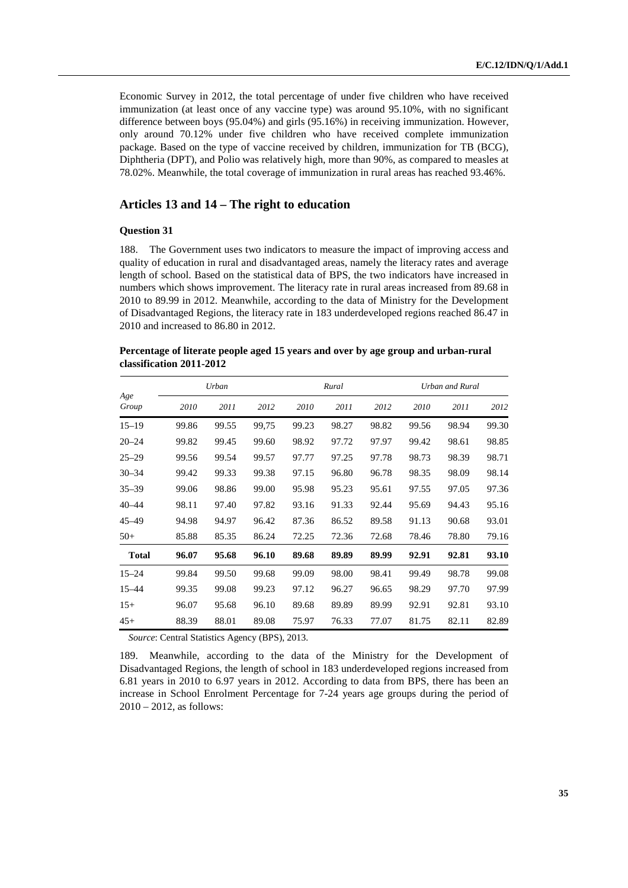Economic Survey in 2012, the total percentage of under five children who have received immunization (at least once of any vaccine type) was around 95.10%, with no significant difference between boys (95.04%) and girls (95.16%) in receiving immunization. However, only around 70.12% under five children who have received complete immunization package. Based on the type of vaccine received by children, immunization for TB (BCG), Diphtheria (DPT), and Polio was relatively high, more than 90%, as compared to measles at 78.02%. Meanwhile, the total coverage of immunization in rural areas has reached 93.46%.

## Articles 13 and 14 – The right to education

### Question 31

188. The Government uses two indicators to measure the impact of improving access and quality of education in rural and disadvantaged areas, namely the literacy rates and average length of school. Based on the statistical data of BPS, the two indicators have increased in numbers which shows improvement. The literacy rate in rural areas increased from 89.68 in 2010 to 89.99 in 2012. Meanwhile, according to the data of Ministry for the Development of Disadvantaged Regions, the literacy rate in 183 underdeveloped regions reached 86.47 in 2010 and increased to 86.80 in 2012.

**Percentage of literate people aged 15 years and over by age group and urban-rural classification 2011-2012**

| *Age Group* | *Urban* | | | *Rural* | | | *Urban and Rural* | | |
|---|---|---|---|---|---|---|---|---|---|
| | *2010* | *2011* | *2012* | *2010* | *2011* | *2012* | *2010* | *2011* | *2012* |
| 15–19 | 99.86 | 99.55 | 99,75 | 99.23 | 98.27 | 98.82 | 99.56 | 98.94 | 99.30 |
| 20–24 | 99.82 | 99.45 | 99.60 | 98.92 | 97.72 | 97.97 | 99.42 | 98.61 | 98.85 |
| 25–29 | 99.56 | 99.54 | 99.57 | 97.77 | 97.25 | 97.78 | 98.73 | 98.39 | 98.71 |
| 30–34 | 99.42 | 99.33 | 99.38 | 97.15 | 96.80 | 96.78 | 98.35 | 98.09 | 98.14 |
| 35–39 | 99.06 | 98.86 | 99.00 | 95.98 | 95.23 | 95.61 | 97.55 | 97.05 | 97.36 |
| 40–44 | 98.11 | 97.40 | 97.82 | 93.16 | 91.33 | 92.44 | 95.69 | 94.43 | 95.16 |
| 45–49 | 94.98 | 94.97 | 96.42 | 87.36 | 86.52 | 89.58 | 91.13 | 90.68 | 93.01 |
| 50+ | 85.88 | 85.35 | 86.24 | 72.25 | 72.36 | 72.68 | 78.46 | 78.80 | 79.16 |
| **Total** | **96.07** | **95.68** | **96.10** | **89.68** | **89.89** | **89.99** | **92.91** | **92.81** | **93.10** |
| 15–24 | 99.84 | 99.50 | 99.68 | 99.09 | 98.00 | 98.41 | 99.49 | 98.78 | 99.08 |
| 15–44 | 99.35 | 99.08 | 99.23 | 97.12 | 96.27 | 96.65 | 98.29 | 97.70 | 97.99 |
| 15+ | 96.07 | 95.68 | 96.10 | 89.68 | 89.89 | 89.99 | 92.91 | 92.81 | 93.10 |
| 45+ | 88.39 | 88.01 | 89.08 | 75.97 | 76.33 | 77.07 | 81.75 | 82.11 | 82.89 |

*Source*: Central Statistics Agency (BPS), 2013.

189. Meanwhile, according to the data of the Ministry for the Development of Disadvantaged Regions, the length of school in 183 underdeveloped regions increased from 6.81 years in 2010 to 6.97 years in 2012. According to data from BPS, there has been an increase in School Enrolment Percentage for 7-24 years age groups during the period of 2010 – 2012, as follows: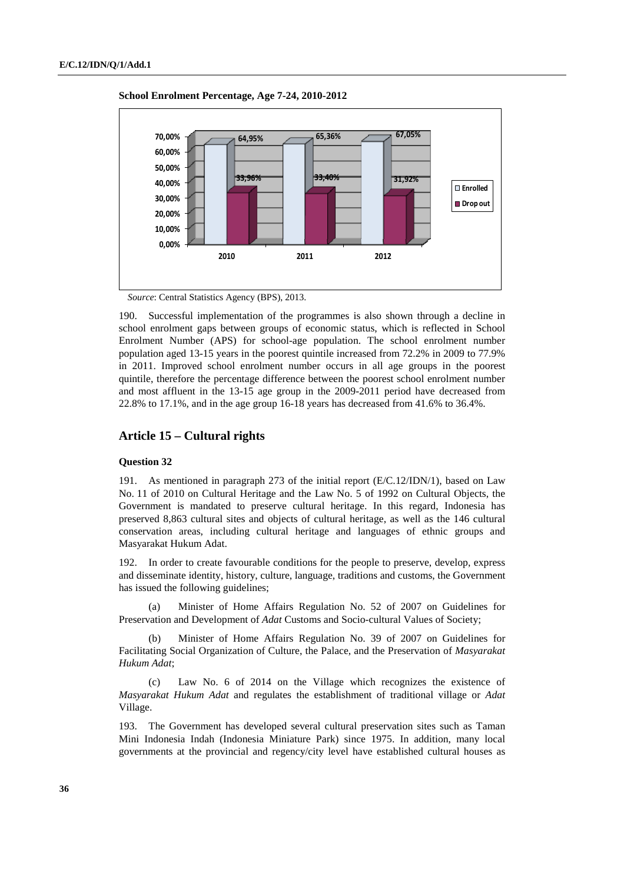**School Enrolment Percentage, Age 7-24, 2010-2012**

| | 2010 | 2011 | 2012 |
|---|---|---|---|
| Enrolled | 64,95% | 65,36% | 67,05% |
| Drop out | 33,96% | 33,40% | 31,92% |

*Source*: Central Statistics Agency (BPS), 2013.

190. Successful implementation of the programmes is also shown through a decline in school enrolment gaps between groups of economic status, which is reflected in School Enrolment Number (APS) for school-age population. The school enrolment number population aged 13-15 years in the poorest quintile increased from 72.2% in 2009 to 77.9% in 2011. Improved school enrolment number occurs in all age groups in the poorest quintile, therefore the percentage difference between the poorest school enrolment number and most affluent in the 13-15 age group in the 2009-2011 period have decreased from 22.8% to 17.1%, and in the age group 16-18 years has decreased from 41.6% to 36.4%.

## Article 15 – Cultural rights

### Question 32

191. As mentioned in paragraph 273 of the initial report (E/C.12/IDN/1), based on Law No. 11 of 2010 on Cultural Heritage and the Law No. 5 of 1992 on Cultural Objects, the Government is mandated to preserve cultural heritage. In this regard, Indonesia has preserved 8,863 cultural sites and objects of cultural heritage, as well as the 146 cultural conservation areas, including cultural heritage and languages of ethnic groups and Masyarakat Hukum Adat.

192. In order to create favourable conditions for the people to preserve, develop, express and disseminate identity, history, culture, language, traditions and customs, the Government has issued the following guidelines;

(a) Minister of Home Affairs Regulation No. 52 of 2007 on Guidelines for Preservation and Development of *Adat* Customs and Socio-cultural Values of Society;

(b) Minister of Home Affairs Regulation No. 39 of 2007 on Guidelines for Facilitating Social Organization of Culture, the Palace, and the Preservation of *Masyarakat Hukum Adat*;

(c) Law No. 6 of 2014 on the Village which recognizes the existence of *Masyarakat Hukum Adat* and regulates the establishment of traditional village or *Adat* Village.

193. The Government has developed several cultural preservation sites such as Taman Mini Indonesia Indah (Indonesia Miniature Park) since 1975. In addition, many local governments at the provincial and regency/city level have established cultural houses as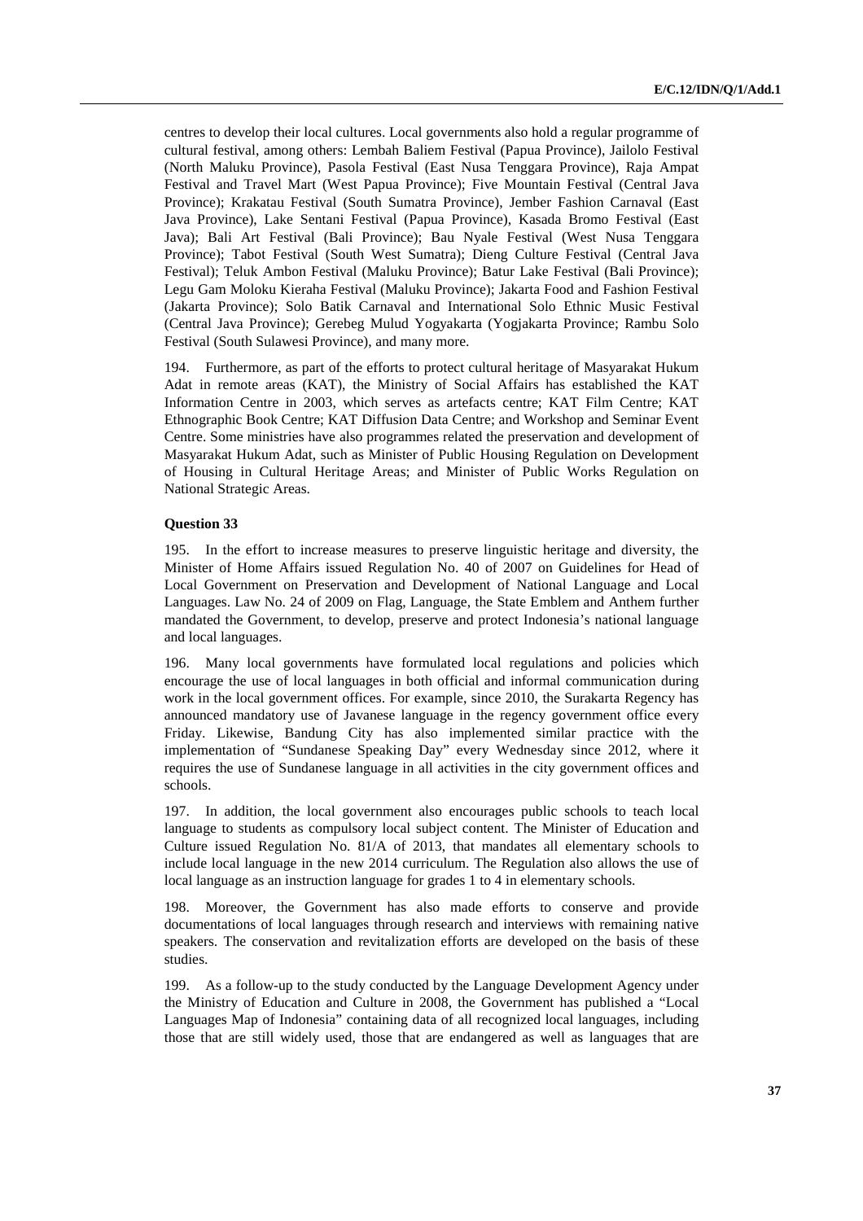centres to develop their local cultures. Local governments also hold a regular programme of cultural festival, among others: Lembah Baliem Festival (Papua Province), Jailolo Festival (North Maluku Province), Pasola Festival (East Nusa Tenggara Province), Raja Ampat Festival and Travel Mart (West Papua Province); Five Mountain Festival (Central Java Province); Krakatau Festival (South Sumatra Province), Jember Fashion Carnaval (East Java Province), Lake Sentani Festival (Papua Province), Kasada Bromo Festival (East Java); Bali Art Festival (Bali Province); Bau Nyale Festival (West Nusa Tenggara Province); Tabot Festival (South West Sumatra); Dieng Culture Festival (Central Java Festival); Teluk Ambon Festival (Maluku Province); Batur Lake Festival (Bali Province); Legu Gam Moloku Kieraha Festival (Maluku Province); Jakarta Food and Fashion Festival (Jakarta Province); Solo Batik Carnaval and International Solo Ethnic Music Festival (Central Java Province); Gerebeg Mulud Yogyakarta (Yogjakarta Province; Rambu Solo Festival (South Sulawesi Province), and many more.

194. Furthermore, as part of the efforts to protect cultural heritage of Masyarakat Hukum Adat in remote areas (KAT), the Ministry of Social Affairs has established the KAT Information Centre in 2003, which serves as artefacts centre; KAT Film Centre; KAT Ethnographic Book Centre; KAT Diffusion Data Centre; and Workshop and Seminar Event Centre. Some ministries have also programmes related the preservation and development of Masyarakat Hukum Adat, such as Minister of Public Housing Regulation on Development of Housing in Cultural Heritage Areas; and Minister of Public Works Regulation on National Strategic Areas.

**Question 33**

195. In the effort to increase measures to preserve linguistic heritage and diversity, the Minister of Home Affairs issued Regulation No. 40 of 2007 on Guidelines for Head of Local Government on Preservation and Development of National Language and Local Languages. Law No. 24 of 2009 on Flag, Language, the State Emblem and Anthem further mandated the Government, to develop, preserve and protect Indonesia's national language and local languages.

196. Many local governments have formulated local regulations and policies which encourage the use of local languages in both official and informal communication during work in the local government offices. For example, since 2010, the Surakarta Regency has announced mandatory use of Javanese language in the regency government office every Friday. Likewise, Bandung City has also implemented similar practice with the implementation of "Sundanese Speaking Day" every Wednesday since 2012, where it requires the use of Sundanese language in all activities in the city government offices and schools.

197. In addition, the local government also encourages public schools to teach local language to students as compulsory local subject content. The Minister of Education and Culture issued Regulation No. 81/A of 2013, that mandates all elementary schools to include local language in the new 2014 curriculum. The Regulation also allows the use of local language as an instruction language for grades 1 to 4 in elementary schools.

198. Moreover, the Government has also made efforts to conserve and provide documentations of local languages through research and interviews with remaining native speakers. The conservation and revitalization efforts are developed on the basis of these studies.

199. As a follow-up to the study conducted by the Language Development Agency under the Ministry of Education and Culture in 2008, the Government has published a "Local Languages Map of Indonesia" containing data of all recognized local languages, including those that are still widely used, those that are endangered as well as languages that are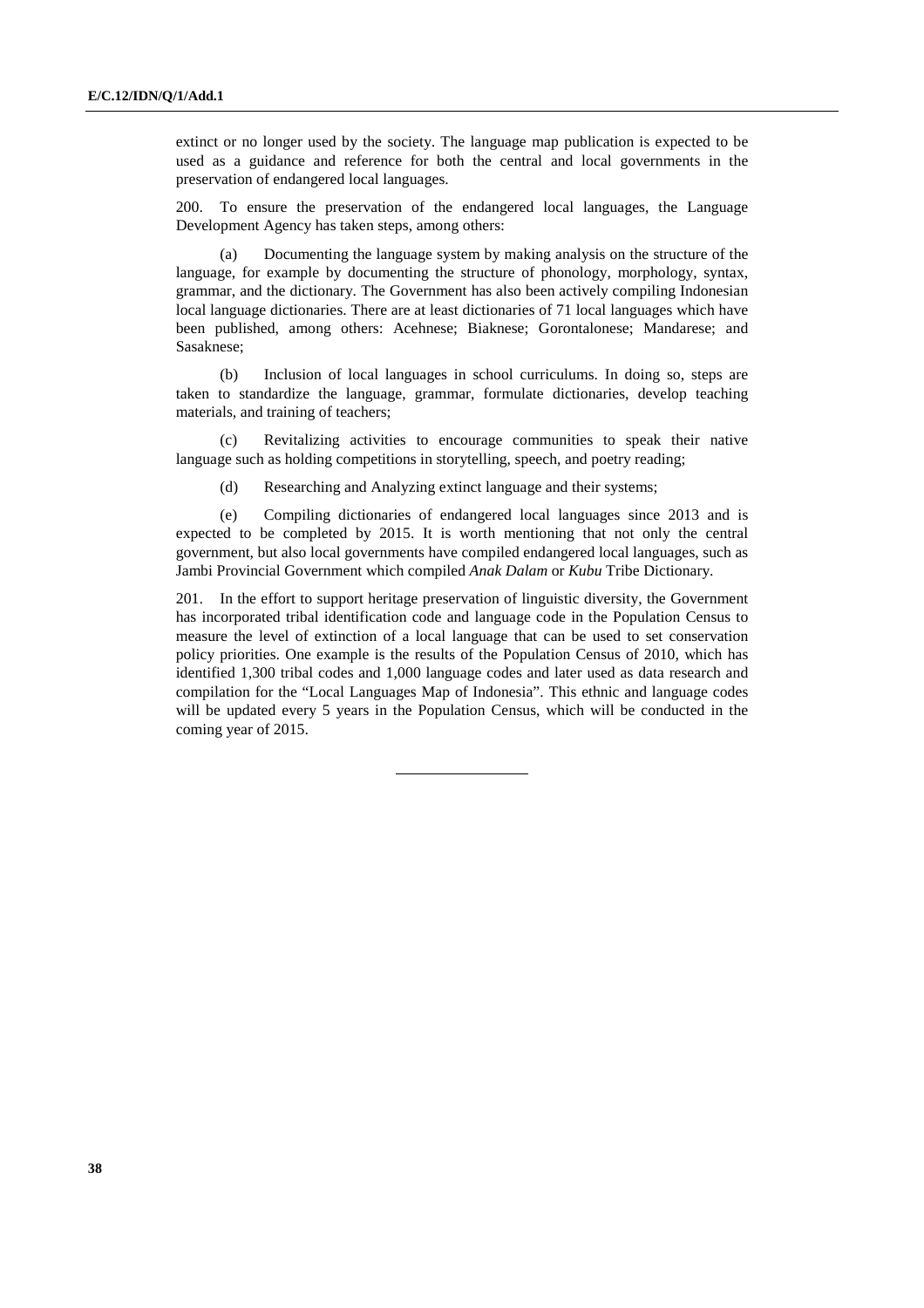extinct or no longer used by the society. The language map publication is expected to be used as a guidance and reference for both the central and local governments in the preservation of endangered local languages.

200. To ensure the preservation of the endangered local languages, the Language Development Agency has taken steps, among others:

(a) Documenting the language system by making analysis on the structure of the language, for example by documenting the structure of phonology, morphology, syntax, grammar, and the dictionary. The Government has also been actively compiling Indonesian local language dictionaries. There are at least dictionaries of 71 local languages which have been published, among others: Acehnese; Biaknese; Gorontalonese; Mandarese; and Sasaknese;

(b) Inclusion of local languages in school curriculums. In doing so, steps are taken to standardize the language, grammar, formulate dictionaries, develop teaching materials, and training of teachers;

(c) Revitalizing activities to encourage communities to speak their native language such as holding competitions in storytelling, speech, and poetry reading;

(d) Researching and Analyzing extinct language and their systems;

(e) Compiling dictionaries of endangered local languages since 2013 and is expected to be completed by 2015. It is worth mentioning that not only the central government, but also local governments have compiled endangered local languages, such as Jambi Provincial Government which compiled *Anak Dalam* or *Kubu* Tribe Dictionary.

201. In the effort to support heritage preservation of linguistic diversity, the Government has incorporated tribal identification code and language code in the Population Census to measure the level of extinction of a local language that can be used to set conservation policy priorities. One example is the results of the Population Census of 2010, which has identified 1,300 tribal codes and 1,000 language codes and later used as data research and compilation for the "Local Languages Map of Indonesia". This ethnic and language codes will be updated every 5 years in the Population Census, which will be conducted in the coming year of 2015.